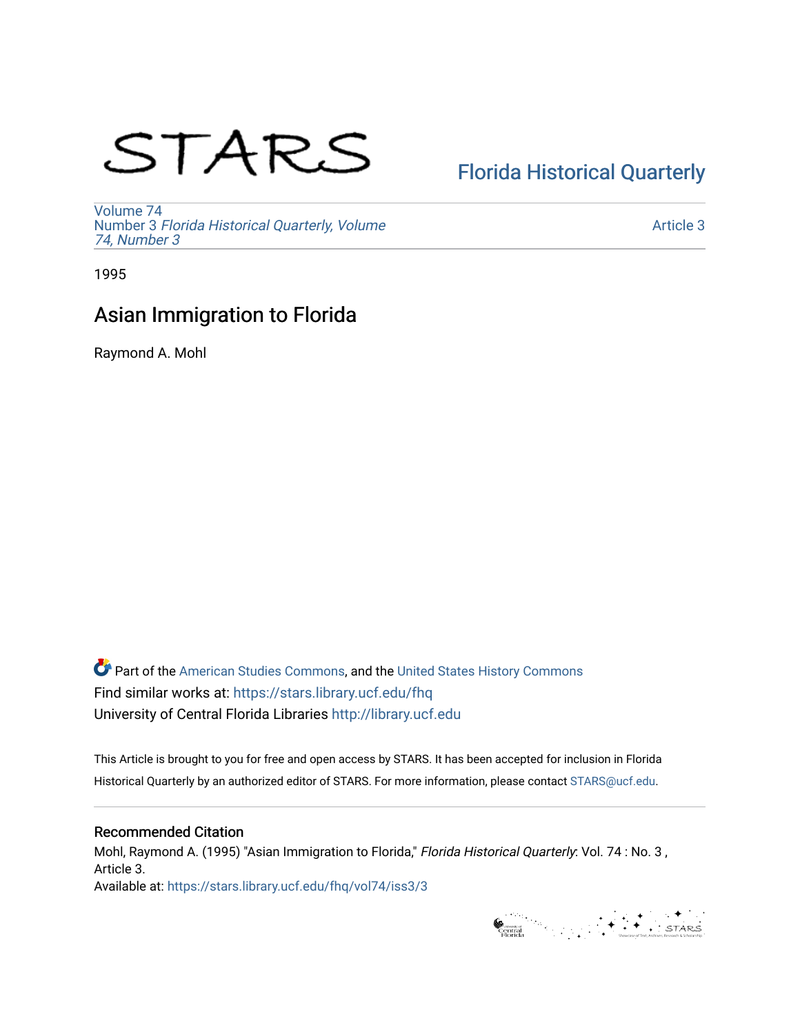STARS

Florida Historical Quarterly

Volume 74
Number 3 *Florida Historical Quarterly, Volume 74, Number 3*

Article 3

1995

# Asian Immigration to Florida

Raymond A. Mohl

Part of the American Studies Commons, and the United States History Commons
Find similar works at: https://stars.library.ucf.edu/fhq
University of Central Florida Libraries http://library.ucf.edu

This Article is brought to you for free and open access by STARS. It has been accepted for inclusion in Florida Historical Quarterly by an authorized editor of STARS. For more information, please contact STARS@ucf.edu.

## Recommended Citation

Mohl, Raymond A. (1995) "Asian Immigration to Florida," *Florida Historical Quarterly*: Vol. 74 : No. 3 , Article 3.
Available at: https://stars.library.ucf.edu/fhq/vol74/iss3/3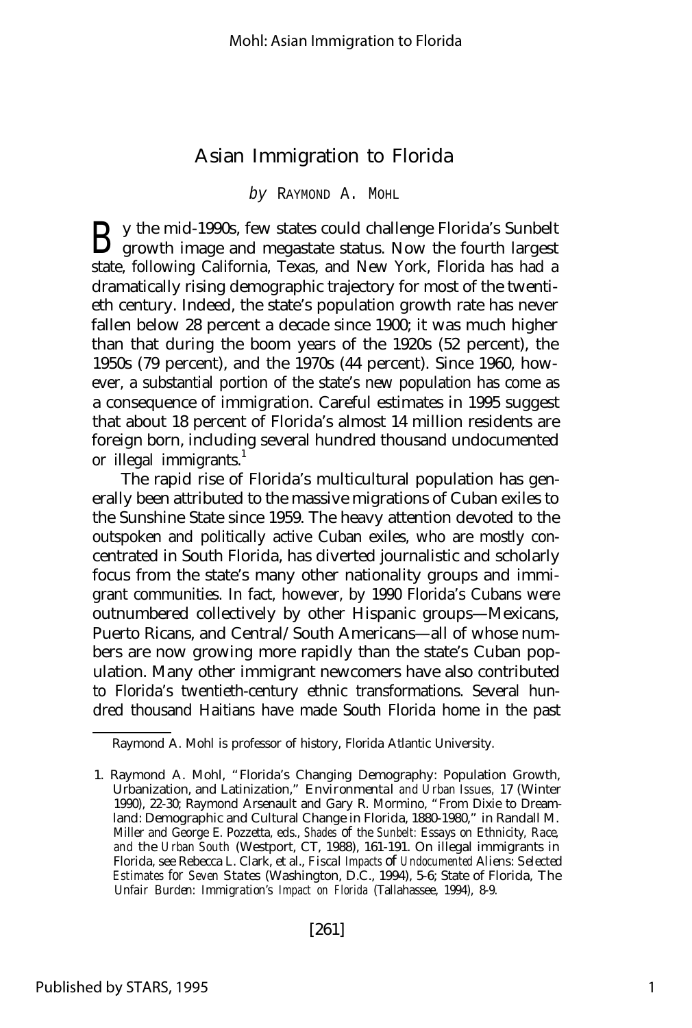# Asian Immigration to Florida

*by* RAYMOND A. MOHL

By the mid-1990s, few states could challenge Florida's Sunbelt growth image and megastate status. Now the fourth largest state, following California, Texas, and New York, Florida has had a dramatically rising demographic trajectory for most of the twentieth century. Indeed, the state's population growth rate has never fallen below 28 percent a decade since 1900; it was much higher than that during the boom years of the 1920s (52 percent), the 1950s (79 percent), and the 1970s (44 percent). Since 1960, however, a substantial portion of the state's new population has come as a consequence of immigration. Careful estimates in 1995 suggest that about 18 percent of Florida's almost 14 million residents are foreign born, including several hundred thousand undocumented or illegal immigrants.[1]

The rapid rise of Florida's multicultural population has generally been attributed to the massive migrations of Cuban exiles to the Sunshine State since 1959. The heavy attention devoted to the outspoken and politically active Cuban exiles, who are mostly concentrated in South Florida, has diverted journalistic and scholarly focus from the state's many other nationality groups and immigrant communities. In fact, however, by 1990 Florida's Cubans were outnumbered collectively by other Hispanic groups—Mexicans, Puerto Ricans, and Central/South Americans—all of whose numbers are now growing more rapidly than the state's Cuban population. Many other immigrant newcomers have also contributed to Florida's twentieth-century ethnic transformations. Several hundred thousand Haitians have made South Florida home in the past

---

Raymond A. Mohl is professor of history, Florida Atlantic University.

1. Raymond A. Mohl, "Florida's Changing Demography: Population Growth, Urbanization, and Latinization," *Environmental and Urban Issues*, 17 (Winter 1990), 22-30; Raymond Arsenault and Gary R. Mormino, "From Dixie to Dreamland: Demographic and Cultural Change in Florida, 1880-1980," in Randall M. Miller and George E. Pozzetta, eds., *Shades of the Sunbelt: Essays on Ethnicity, Race, and the Urban South* (Westport, CT, 1988), 161-191. On illegal immigrants in Florida, see Rebecca L. Clark, et al., *Fiscal Impacts of Undocumented Aliens: Selected Estimates for Seven States* (Washington, D.C., 1994), 5-6; State of Florida, *The Unfair Burden: Immigration's Impact on Florida* (Tallahassee, 1994), 8-9.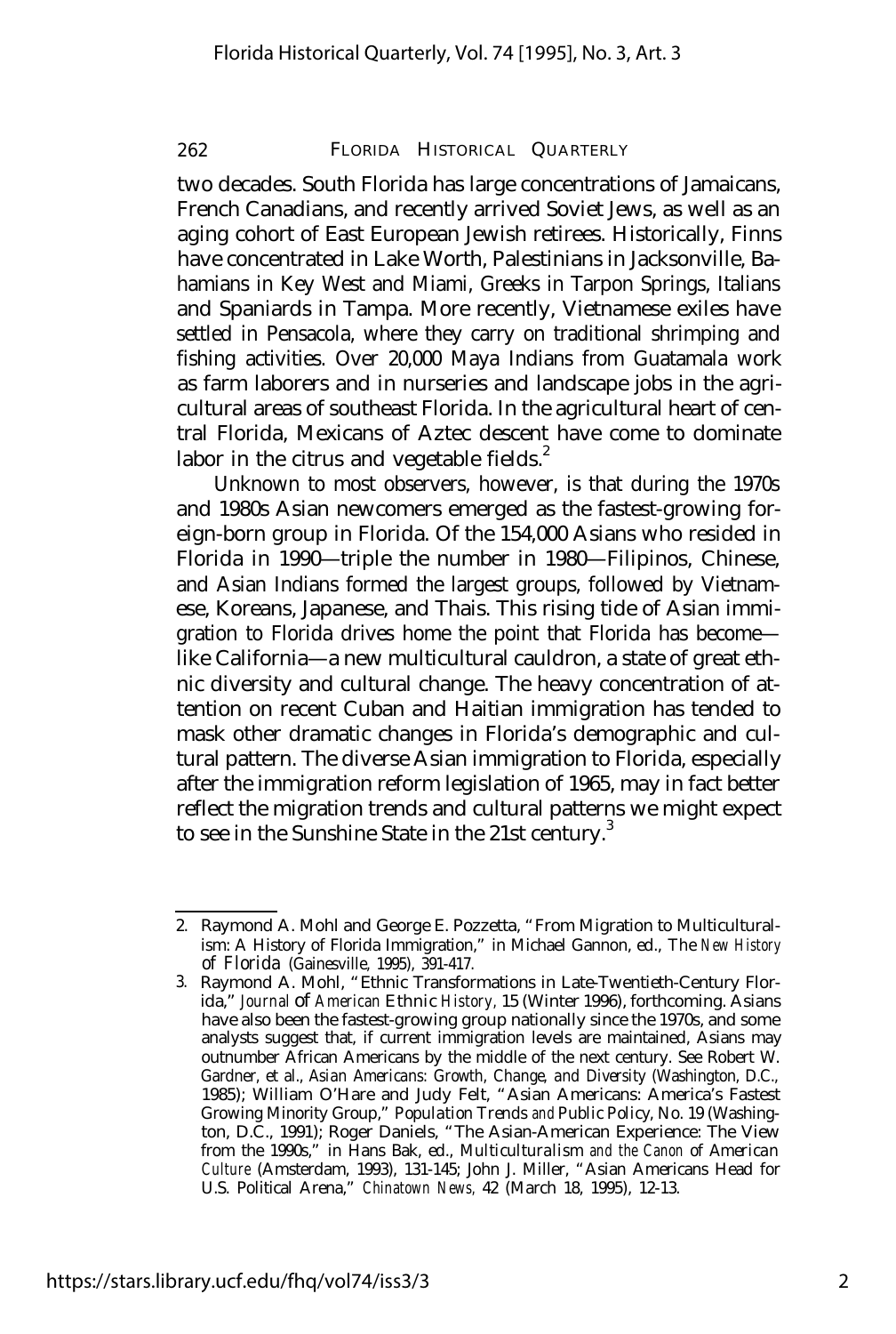two decades. South Florida has large concentrations of Jamaicans, French Canadians, and recently arrived Soviet Jews, as well as an aging cohort of East European Jewish retirees. Historically, Finns have concentrated in Lake Worth, Palestinians in Jacksonville, Bahamians in Key West and Miami, Greeks in Tarpon Springs, Italians and Spaniards in Tampa. More recently, Vietnamese exiles have settled in Pensacola, where they carry on traditional shrimping and fishing activities. Over 20,000 Maya Indians from Guatamala work as farm laborers and in nurseries and landscape jobs in the agricultural areas of southeast Florida. In the agricultural heart of central Florida, Mexicans of Aztec descent have come to dominate labor in the citrus and vegetable fields.[2]

Unknown to most observers, however, is that during the 1970s and 1980s Asian newcomers emerged as the fastest-growing foreign-born group in Florida. Of the 154,000 Asians who resided in Florida in 1990—triple the number in 1980—Filipinos, Chinese, and Asian Indians formed the largest groups, followed by Vietnamese, Koreans, Japanese, and Thais. This rising tide of Asian immigration to Florida drives home the point that Florida has become—like California—a new multicultural cauldron, a state of great ethnic diversity and cultural change. The heavy concentration of attention on recent Cuban and Haitian immigration has tended to mask other dramatic changes in Florida's demographic and cultural pattern. The diverse Asian immigration to Florida, especially after the immigration reform legislation of 1965, may in fact better reflect the migration trends and cultural patterns we might expect to see in the Sunshine State in the 21st century.[3]

---

2. Raymond A. Mohl and George E. Pozzetta, "From Migration to Multiculturalism: A History of Florida Immigration," in Michael Gannon, ed., *The New History of Florida* (Gainesville, 1995), 391-417.

3. Raymond A. Mohl, "Ethnic Transformations in Late-Twentieth-Century Florida," *Journal of American Ethnic History*, 15 (Winter 1996), forthcoming. Asians have also been the fastest-growing group nationally since the 1970s, and some analysts suggest that, if current immigration levels are maintained, Asians may outnumber African Americans by the middle of the next century. See Robert W. Gardner, et al., *Asian Americans: Growth, Change, and Diversity* (Washington, D.C., 1985); William O'Hare and Judy Felt, "Asian Americans: America's Fastest Growing Minority Group," *Population Trends and Public Policy*, No. 19 (Washington, D.C., 1991); Roger Daniels, "The Asian-American Experience: The View from the 1990s," in Hans Bak, ed., *Multiculturalism and the Canon of American Culture* (Amsterdam, 1993), 131-145; John J. Miller, "Asian Americans Head for U.S. Political Arena," *Chinatown News*, 42 (March 18, 1995), 12-13.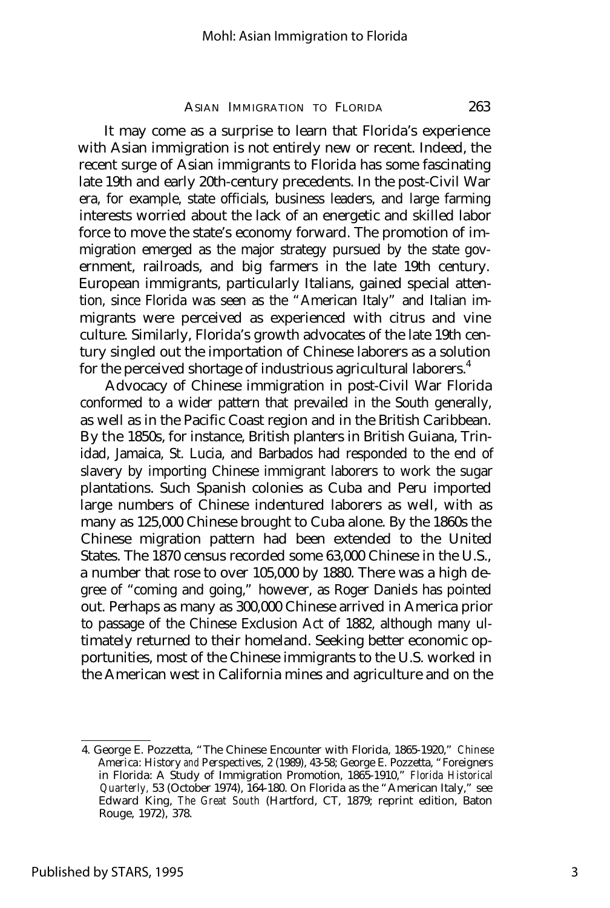It may come as a surprise to learn that Florida's experience with Asian immigration is not entirely new or recent. Indeed, the recent surge of Asian immigrants to Florida has some fascinating late 19th and early 20th-century precedents. In the post-Civil War era, for example, state officials, business leaders, and large farming interests worried about the lack of an energetic and skilled labor force to move the state's economy forward. The promotion of immigration emerged as the major strategy pursued by the state government, railroads, and big farmers in the late 19th century. European immigrants, particularly Italians, gained special attention, since Florida was seen as the "American Italy" and Italian immigrants were perceived as experienced with citrus and vine culture. Similarly, Florida's growth advocates of the late 19th century singled out the importation of Chinese laborers as a solution for the perceived shortage of industrious agricultural laborers.[4]

Advocacy of Chinese immigration in post-Civil War Florida conformed to a wider pattern that prevailed in the South generally, as well as in the Pacific Coast region and in the British Caribbean. By the 1850s, for instance, British planters in British Guiana, Trinidad, Jamaica, St. Lucia, and Barbados had responded to the end of slavery by importing Chinese immigrant laborers to work the sugar plantations. Such Spanish colonies as Cuba and Peru imported large numbers of Chinese indentured laborers as well, with as many as 125,000 Chinese brought to Cuba alone. By the 1860s the Chinese migration pattern had been extended to the United States. The 1870 census recorded some 63,000 Chinese in the U.S., a number that rose to over 105,000 by 1880. There was a high degree of "coming and going," however, as Roger Daniels has pointed out. Perhaps as many as 300,000 Chinese arrived in America prior to passage of the Chinese Exclusion Act of 1882, although many ultimately returned to their homeland. Seeking better economic opportunities, most of the Chinese immigrants to the U.S. worked in the American west in California mines and agriculture and on the

4. George E. Pozzetta, "The Chinese Encounter with Florida, 1865-1920," *Chinese America: History and Perspectives*, 2 (1989), 43-58; George E. Pozzetta, "Foreigners in Florida: A Study of Immigration Promotion, 1865-1910," *Florida Historical Quarterly*, 53 (October 1974), 164-180. On Florida as the "American Italy," see Edward King, *The Great South* (Hartford, CT, 1879; reprint edition, Baton Rouge, 1972), 378.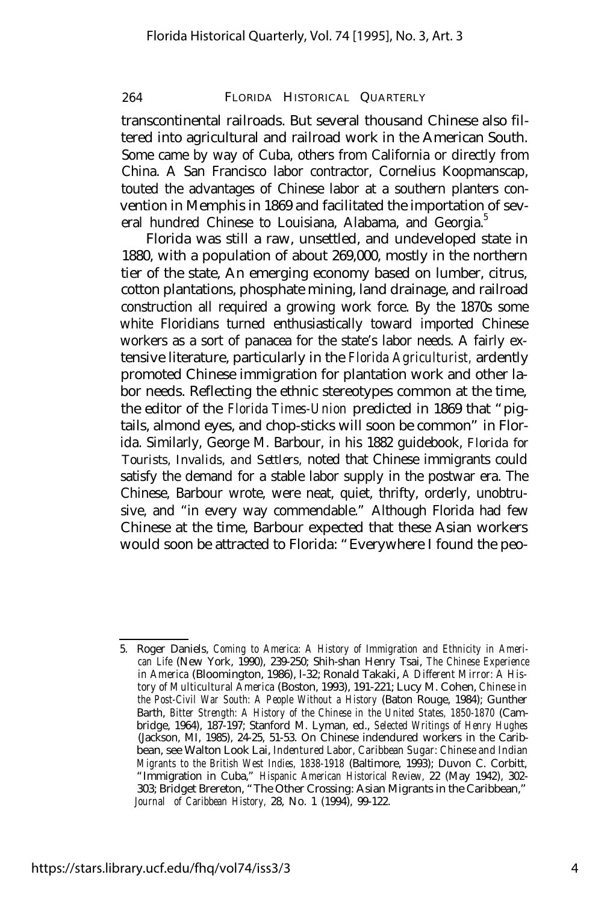transcontinental railroads. But several thousand Chinese also filtered into agricultural and railroad work in the American South. Some came by way of Cuba, others from California or directly from China. A San Francisco labor contractor, Cornelius Koopmanscap, touted the advantages of Chinese labor at a southern planters convention in Memphis in 1869 and facilitated the importation of several hundred Chinese to Louisiana, Alabama, and Georgia.[5]

Florida was still a raw, unsettled, and undeveloped state in 1880, with a population of about 269,000, mostly in the northern tier of the state, An emerging economy based on lumber, citrus, cotton plantations, phosphate mining, land drainage, and railroad construction all required a growing work force. By the 1870s some white Floridians turned enthusiastically toward imported Chinese workers as a sort of panacea for the state's labor needs. A fairly extensive literature, particularly in the *Florida Agriculturist,* ardently promoted Chinese immigration for plantation work and other labor needs. Reflecting the ethnic stereotypes common at the time, the editor of the *Florida Times-Union* predicted in 1869 that "pigtails, almond eyes, and chop-sticks will soon be common" in Florida. Similarly, George M. Barbour, in his 1882 guidebook, *Florida for Tourists, Invalids, and Settlers,* noted that Chinese immigrants could satisfy the demand for a stable labor supply in the postwar era. The Chinese, Barbour wrote, were neat, quiet, thrifty, orderly, unobtrusive, and "in every way commendable." Although Florida had few Chinese at the time, Barbour expected that these Asian workers would soon be attracted to Florida: "Everywhere I found the peo-

---

5. Roger Daniels, *Coming to America: A History of Immigration and Ethnicity in American Life* (New York, 1990), 239-250; Shih-shan Henry Tsai, *The Chinese Experience in America* (Bloomington, 1986), l-32; Ronald Takaki, *A Different Mirror: A History of Multicultural America* (Boston, 1993), 191-221; Lucy M. Cohen, *Chinese in the Post-Civil War South: A People Without a History* (Baton Rouge, 1984); Gunther Barth, *Bitter Strength: A History of the Chinese in the United States, 1850-1870* (Cambridge, 1964), 187-197; Stanford M. Lyman, ed., *Selected Writings of Henry Hughes* (Jackson, MI, 1985), 24-25, 51-53. On Chinese indendured workers in the Caribbean, see Walton Look Lai, *Indentured Labor, Caribbean Sugar: Chinese and Indian Migrants to the British West Indies, 1838-1918* (Baltimore, 1993); Duvon C. Corbitt, "Immigration in Cuba," *Hispanic American Historical Review,* 22 (May 1942), 302-303; Bridget Brereton, "The Other Crossing: Asian Migrants in the Caribbean," *Journal of Caribbean History,* 28, No. 1 (1994), 99-122.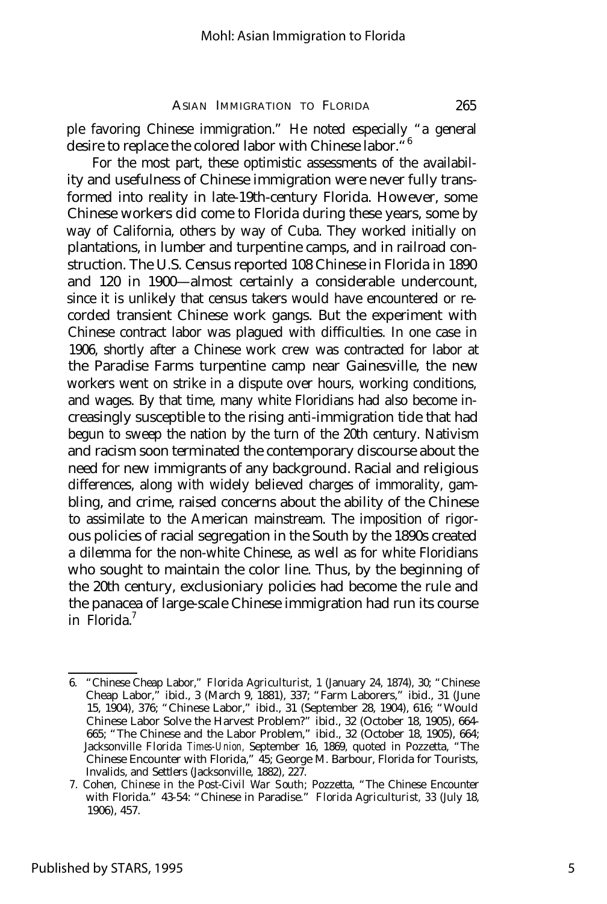ple favoring Chinese immigration." He noted especially "a general desire to replace the colored labor with Chinese labor."[6]

For the most part, these optimistic assessments of the availability and usefulness of Chinese immigration were never fully transformed into reality in late-19th-century Florida. However, some Chinese workers did come to Florida during these years, some by way of California, others by way of Cuba. They worked initially on plantations, in lumber and turpentine camps, and in railroad construction. The U.S. Census reported 108 Chinese in Florida in 1890 and 120 in 1900—almost certainly a considerable undercount, since it is unlikely that census takers would have encountered or recorded transient Chinese work gangs. But the experiment with Chinese contract labor was plagued with difficulties. In one case in 1906, shortly after a Chinese work crew was contracted for labor at the Paradise Farms turpentine camp near Gainesville, the new workers went on strike in a dispute over hours, working conditions, and wages. By that time, many white Floridians had also become increasingly susceptible to the rising anti-immigration tide that had begun to sweep the nation by the turn of the 20th century. Nativism and racism soon terminated the contemporary discourse about the need for new immigrants of any background. Racial and religious differences, along with widely believed charges of immorality, gambling, and crime, raised concerns about the ability of the Chinese to assimilate to the American mainstream. The imposition of rigorous policies of racial segregation in the South by the 1890s created a dilemma for the non-white Chinese, as well as for white Floridians who sought to maintain the color line. Thus, by the beginning of the 20th century, exclusioniary policies had become the rule and the panacea of large-scale Chinese immigration had run its course in Florida.[7]

---

6. "Chinese Cheap Labor," *Florida Agriculturist*, 1 (January 24, 1874), 30; "Chinese Cheap Labor," ibid., 3 (March 9, 1881), 337; "Farm Laborers," ibid., 31 (June 15, 1904), 376; "Chinese Labor," ibid., 31 (September 28, 1904), 616; "Would Chinese Labor Solve the Harvest Problem?" ibid., 32 (October 18, 1905), 664-665; "The Chinese and the Labor Problem," ibid., 32 (October 18, 1905), 664; Jacksonville Florida *Times-Union*, September 16, 1869, quoted in Pozzetta, "The Chinese Encounter with Florida," 45; George M. Barbour, *Florida for Tourists, Invalids, and Settlers* (Jacksonville, 1882), 227.

7. Cohen, *Chinese in the Post-Civil War South*; Pozzetta, "The Chinese Encounter with Florida." 43-54: "Chinese in Paradise." *Florida Agriculturist*, 33 (July 18, 1906), 457.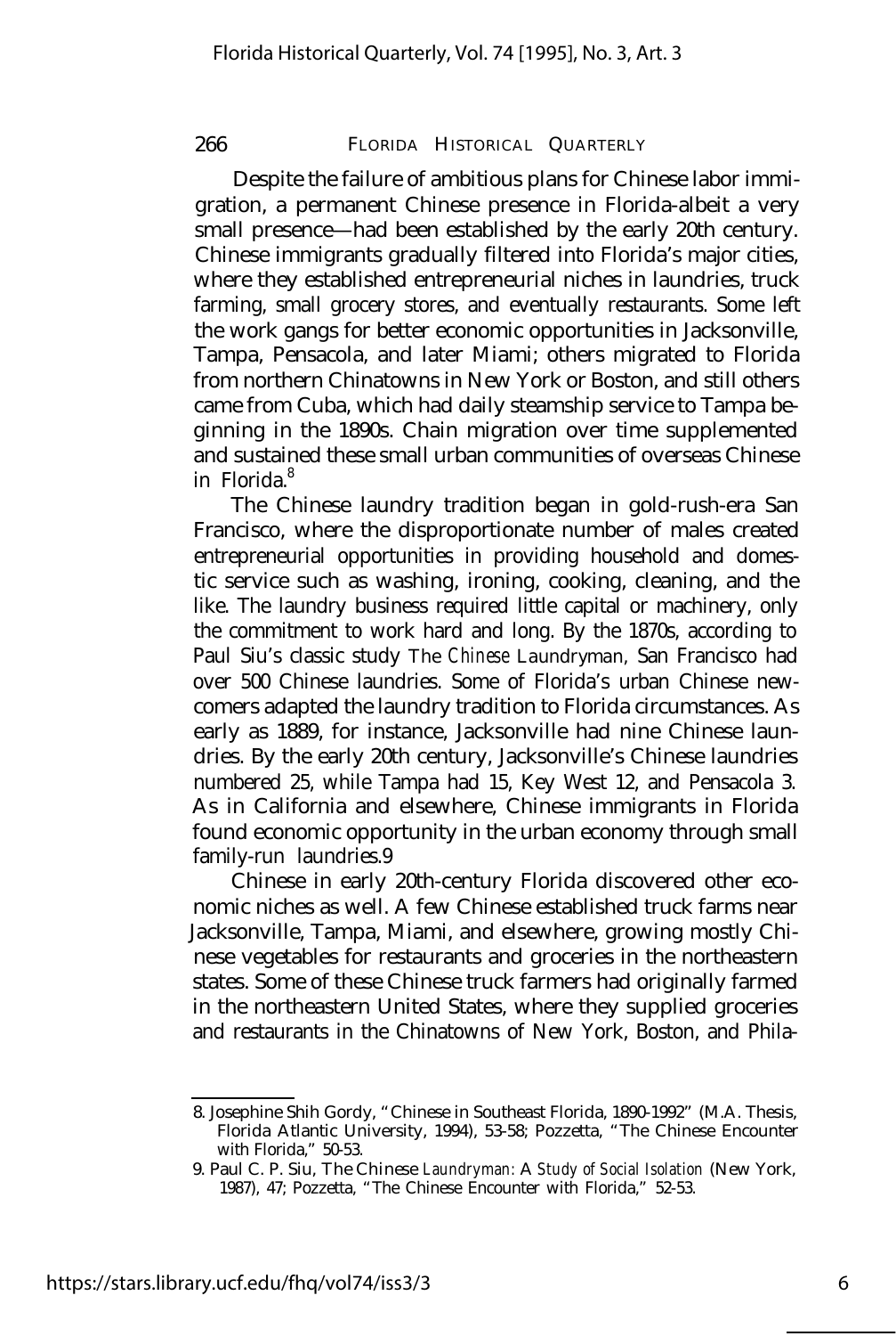Despite the failure of ambitious plans for Chinese labor immigration, a permanent Chinese presence in Florida-albeit a very small presence—had been established by the early 20th century. Chinese immigrants gradually filtered into Florida's major cities, where they established entrepreneurial niches in laundries, truck farming, small grocery stores, and eventually restaurants. Some left the work gangs for better economic opportunities in Jacksonville, Tampa, Pensacola, and later Miami; others migrated to Florida from northern Chinatowns in New York or Boston, and still others came from Cuba, which had daily steamship service to Tampa beginning in the 1890s. Chain migration over time supplemented and sustained these small urban communities of overseas Chinese in Florida.[8]

The Chinese laundry tradition began in gold-rush-era San Francisco, where the disproportionate number of males created entrepreneurial opportunities in providing household and domestic service such as washing, ironing, cooking, cleaning, and the like. The laundry business required little capital or machinery, only the commitment to work hard and long. By the 1870s, according to Paul Siu's classic study *The Chinese Laundryman*, San Francisco had over 500 Chinese laundries. Some of Florida's urban Chinese newcomers adapted the laundry tradition to Florida circumstances. As early as 1889, for instance, Jacksonville had nine Chinese laundries. By the early 20th century, Jacksonville's Chinese laundries numbered 25, while Tampa had 15, Key West 12, and Pensacola 3. As in California and elsewhere, Chinese immigrants in Florida found economic opportunity in the urban economy through small family-run laundries.[9]

Chinese in early 20th-century Florida discovered other economic niches as well. A few Chinese established truck farms near Jacksonville, Tampa, Miami, and elsewhere, growing mostly Chinese vegetables for restaurants and groceries in the northeastern states. Some of these Chinese truck farmers had originally farmed in the northeastern United States, where they supplied groceries and restaurants in the Chinatowns of New York, Boston, and Phila-

8. Josephine Shih Gordy, "Chinese in Southeast Florida, 1890-1992" (M.A. Thesis, Florida Atlantic University, 1994), 53-58; Pozzetta, "The Chinese Encounter with Florida," 50-53.

9. Paul C. P. Siu, *The Chinese Laundryman: A Study of Social Isolation* (New York, 1987), 47; Pozzetta, "The Chinese Encounter with Florida," 52-53.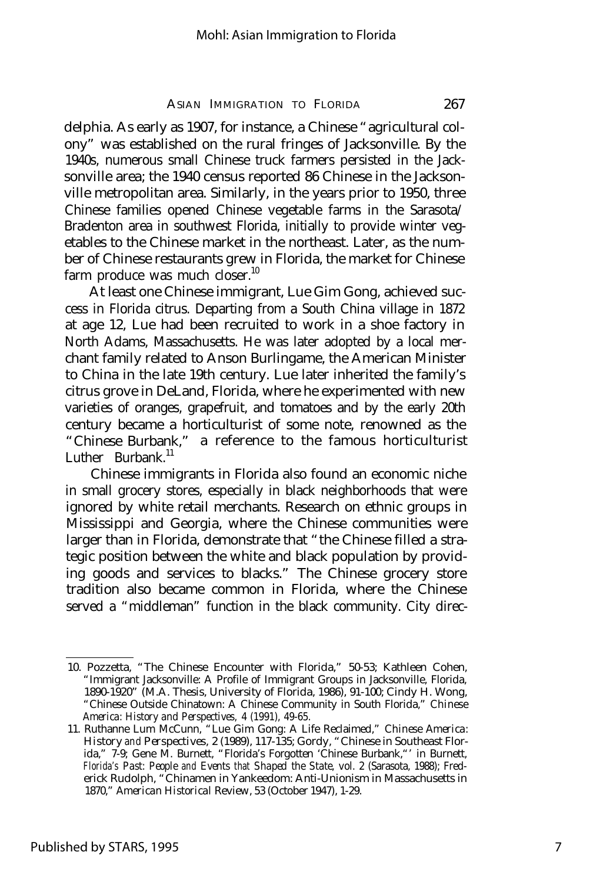delphia. As early as 1907, for instance, a Chinese "agricultural colony" was established on the rural fringes of Jacksonville. By the 1940s, numerous small Chinese truck farmers persisted in the Jacksonville area; the 1940 census reported 86 Chinese in the Jacksonville metropolitan area. Similarly, in the years prior to 1950, three Chinese families opened Chinese vegetable farms in the Sarasota/Bradenton area in southwest Florida, initially to provide winter vegetables to the Chinese market in the northeast. Later, as the number of Chinese restaurants grew in Florida, the market for Chinese farm produce was much closer.[10]

At least one Chinese immigrant, Lue Gim Gong, achieved success in Florida citrus. Departing from a South China village in 1872 at age 12, Lue had been recruited to work in a shoe factory in North Adams, Massachusetts. He was later adopted by a local merchant family related to Anson Burlingame, the American Minister to China in the late 19th century. Lue later inherited the family's citrus grove in DeLand, Florida, where he experimented with new varieties of oranges, grapefruit, and tomatoes and by the early 20th century became a horticulturist of some note, renowned as the "Chinese Burbank," a reference to the famous horticulturist Luther Burbank.[11]

Chinese immigrants in Florida also found an economic niche in small grocery stores, especially in black neighborhoods that were ignored by white retail merchants. Research on ethnic groups in Mississippi and Georgia, where the Chinese communities were larger than in Florida, demonstrate that "the Chinese filled a strategic position between the white and black population by providing goods and services to blacks." The Chinese grocery store tradition also became common in Florida, where the Chinese served a "middleman" function in the black community. City direc-

---

10. Pozzetta, "The Chinese Encounter with Florida," 50-53; Kathleen Cohen, "Immigrant Jacksonville: A Profile of Immigrant Groups in Jacksonville, Florida, 1890-1920" (M.A. Thesis, University of Florida, 1986), 91-100; Cindy H. Wong, "Chinese Outside Chinatown: A Chinese Community in South Florida," *Chinese America: History and Perspectives*, 4 (1991), 49-65.

11. Ruthanne Lum McCunn, "Lue Gim Gong: A Life Reclaimed," *Chinese America: History and Perspectives*, 2 (1989), 117-135; Gordy, "Chinese in Southeast Florida," 7-9; Gene M. Burnett, "Florida's Forgotten 'Chinese Burbank,'" in Burnett, *Florida's Past: People and Events that Shaped the State*, vol. 2 (Sarasota, 1988); Frederick Rudolph, "Chinamen in Yankeedom: Anti-Unionism in Massachusetts in 1870," *American Historical Review*, 53 (October 1947), 1-29.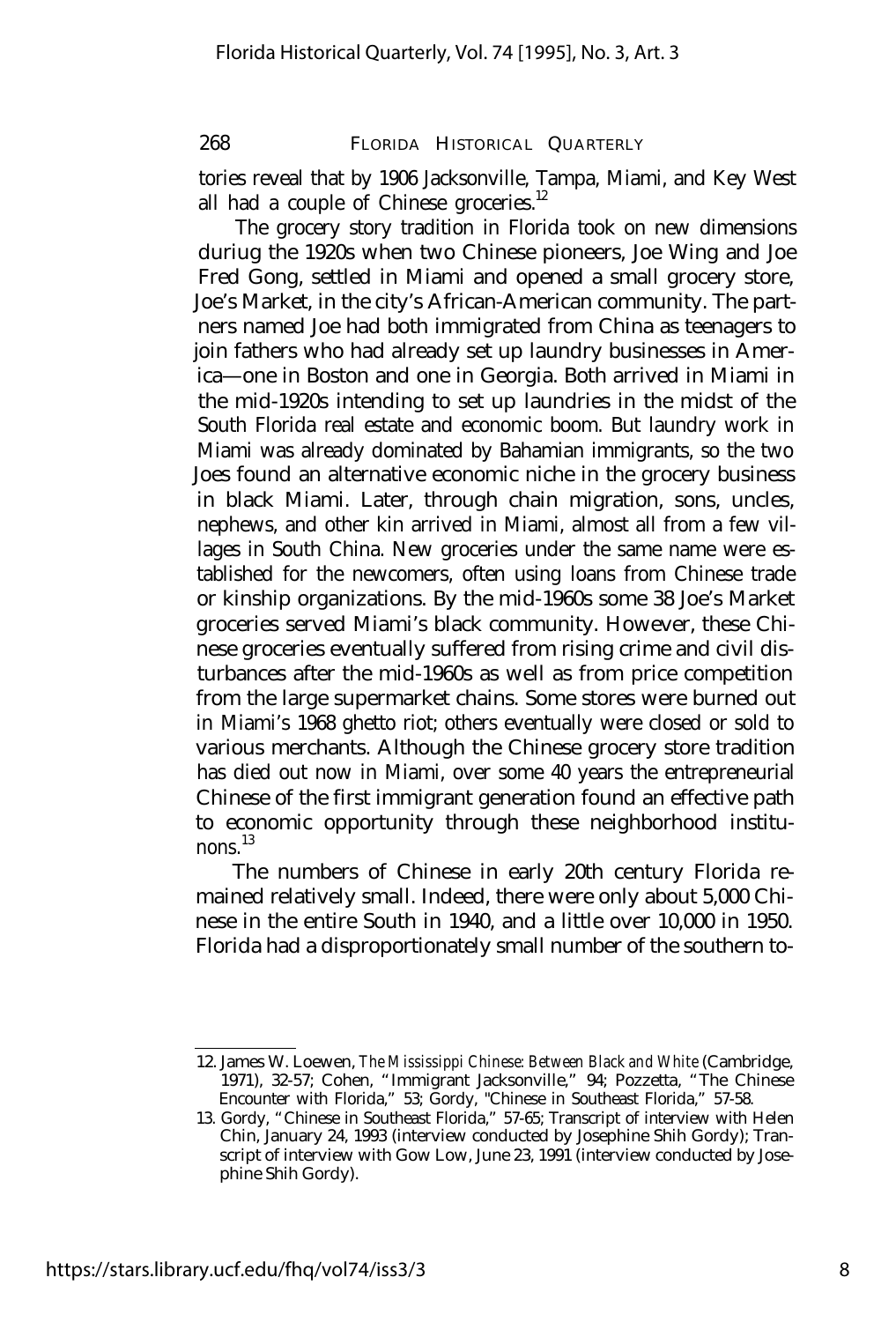tories reveal that by 1906 Jacksonville, Tampa, Miami, and Key West all had a couple of Chinese groceries.[12]

The grocery story tradition in Florida took on new dimensions duriug the 1920s when two Chinese pioneers, Joe Wing and Joe Fred Gong, settled in Miami and opened a small grocery store, Joe's Market, in the city's African-American community. The partners named Joe had both immigrated from China as teenagers to join fathers who had already set up laundry businesses in America—one in Boston and one in Georgia. Both arrived in Miami in the mid-1920s intending to set up laundries in the midst of the South Florida real estate and economic boom. But laundry work in Miami was already dominated by Bahamian immigrants, so the two Joes found an alternative economic niche in the grocery business in black Miami. Later, through chain migration, sons, uncles, nephews, and other kin arrived in Miami, almost all from a few villages in South China. New groceries under the same name were established for the newcomers, often using loans from Chinese trade or kinship organizations. By the mid-1960s some 38 Joe's Market groceries served Miami's black community. However, these Chinese groceries eventually suffered from rising crime and civil disturbances after the mid-1960s as well as from price competition from the large supermarket chains. Some stores were burned out in Miami's 1968 ghetto riot; others eventually were closed or sold to various merchants. Although the Chinese grocery store tradition has died out now in Miami, over some 40 years the entrepreneurial Chinese of the first immigrant generation found an effective path to economic opportunity through these neighborhood institunons.[13]

The numbers of Chinese in early 20th century Florida remained relatively small. Indeed, there were only about 5,000 Chinese in the entire South in 1940, and a little over 10,000 in 1950. Florida had a disproportionately small number of the southern to-

---

12. James W. Loewen, *The Mississippi Chinese: Between Black and White* (Cambridge, 1971), 32-57; Cohen, "Immigrant Jacksonville," 94; Pozzetta, "The Chinese Encounter with Florida," 53; Gordy, "Chinese in Southeast Florida," 57-58.

13. Gordy, "Chinese in Southeast Florida," 57-65; Transcript of interview with Helen Chin, January 24, 1993 (interview conducted by Josephine Shih Gordy); Transcript of interview with Gow Low, June 23, 1991 (interview conducted by Josephine Shih Gordy).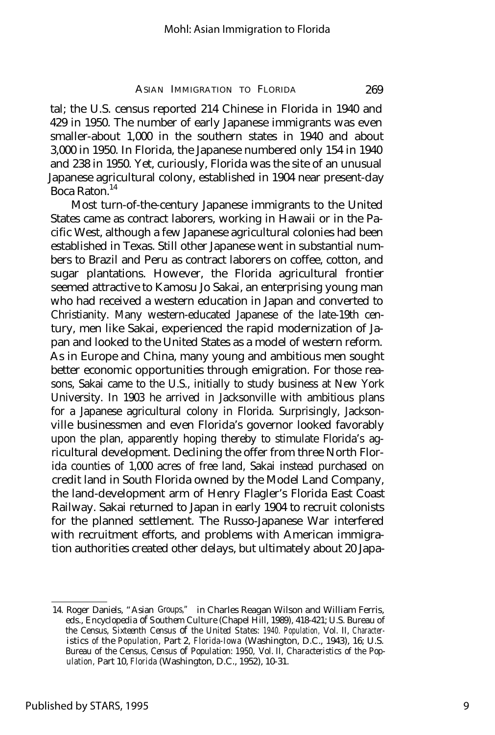tal; the U.S. census reported 214 Chinese in Florida in 1940 and 429 in 1950. The number of early Japanese immigrants was even smaller-about 1,000 in the southern states in 1940 and about 3,000 in 1950. In Florida, the Japanese numbered only 154 in 1940 and 238 in 1950. Yet, curiously, Florida was the site of an unusual Japanese agricultural colony, established in 1904 near present-day Boca Raton.[14]

Most turn-of-the-century Japanese immigrants to the United States came as contract laborers, working in Hawaii or in the Pacific West, although a few Japanese agricultural colonies had been established in Texas. Still other Japanese went in substantial numbers to Brazil and Peru as contract laborers on coffee, cotton, and sugar plantations. However, the Florida agricultural frontier seemed attractive to Kamosu Jo Sakai, an enterprising young man who had received a western education in Japan and converted to Christianity. Many western-educated Japanese of the late-19th century, men like Sakai, experienced the rapid modernization of Japan and looked to the United States as a model of western reform. As in Europe and China, many young and ambitious men sought better economic opportunities through emigration. For those reasons, Sakai came to the U.S., initially to study business at New York University. In 1903 he arrived in Jacksonville with ambitious plans for a Japanese agricultural colony in Florida. Surprisingly, Jacksonville businessmen and even Florida's governor looked favorably upon the plan, apparently hoping thereby to stimulate Florida's agricultural development. Declining the offer from three North Florida counties of 1,000 acres of free land, Sakai instead purchased on credit land in South Florida owned by the Model Land Company, the land-development arm of Henry Flagler's Florida East Coast Railway. Sakai returned to Japan in early 1904 to recruit colonists for the planned settlement. The Russo-Japanese War interfered with recruitment efforts, and problems with American immigration authorities created other delays, but ultimately about 20 Japa-

---

14. Roger Daniels, "Asian Groups," in Charles Reagan Wilson and William Ferris, eds., *Encyclopedia of Southern Culture* (Chapel Hill, 1989), 418-421; U.S. Bureau of the Census, *Sixteenth Census of the United States: 1940. Population,* Vol. II, *Characteristics of the Population*, Part 2, *Florida-Iowa* (Washington, D.C., 1943), 16; U.S. Bureau of the Census, *Census of Population: 1950,* Vol. II, *Characteristics of the Population,* Part 10, *Florida* (Washington, D.C., 1952), 10-31.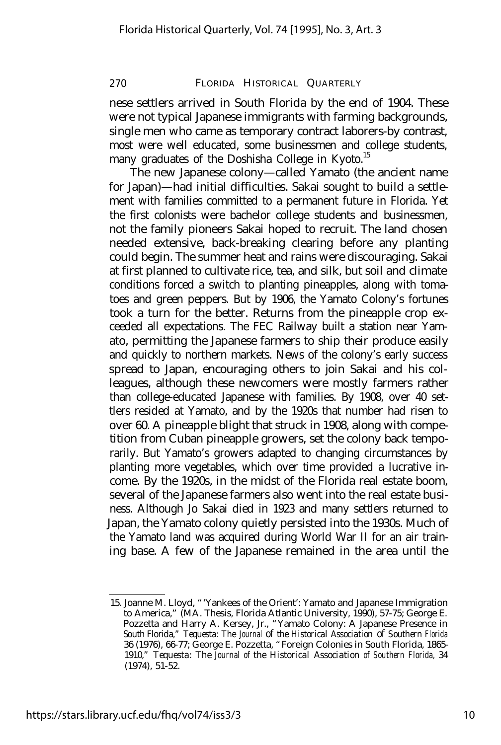nese settlers arrived in South Florida by the end of 1904. These were not typical Japanese immigrants with farming backgrounds, single men who came as temporary contract laborers-by contrast, most were well educated, some businessmen and college students, many graduates of the Doshisha College in Kyoto.[15]

The new Japanese colony—called Yamato (the ancient name for Japan)—had initial difficulties. Sakai sought to build a settlement with families committed to a permanent future in Florida. Yet the first colonists were bachelor college students and businessmen, not the family pioneers Sakai hoped to recruit. The land chosen needed extensive, back-breaking clearing before any planting could begin. The summer heat and rains were discouraging. Sakai at first planned to cultivate rice, tea, and silk, but soil and climate conditions forced a switch to planting pineapples, along with tomatoes and green peppers. But by 1906, the Yamato Colony's fortunes took a turn for the better. Returns from the pineapple crop exceeded all expectations. The FEC Railway built a station near Yamato, permitting the Japanese farmers to ship their produce easily and quickly to northern markets. News of the colony's early success spread to Japan, encouraging others to join Sakai and his colleagues, although these newcomers were mostly farmers rather than college-educated Japanese with families. By 1908, over 40 settlers resided at Yamato, and by the 1920s that number had risen to over 60. A pineapple blight that struck in 1908, along with competition from Cuban pineapple growers, set the colony back temporarily. But Yamato's growers adapted to changing circumstances by planting more vegetables, which over time provided a lucrative income. By the 1920s, in the midst of the Florida real estate boom, several of the Japanese farmers also went into the real estate business. Although Jo Sakai died in 1923 and many settlers returned to Japan, the Yamato colony quietly persisted into the 1930s. Much of the Yamato land was acquired during World War II for an air training base. A few of the Japanese remained in the area until the

---

15. Joanne M. Lloyd, "'Yankees of the Orient': Yamato and Japanese Immigration to America," (MA. Thesis, Florida Atlantic University, 1990), 57-75; George E. Pozzetta and Harry A. Kersey, Jr., "Yamato Colony: A Japanese Presence in South Florida," *Tequesta: The Journal of the Historical Association of Southern Florida* 36 (1976), 66-77; George E. Pozzetta, "Foreign Colonies in South Florida, 1865-1910," *Tequesta: The Journal of the Historical Association of Southern Florida,* 34 (1974), 51-52.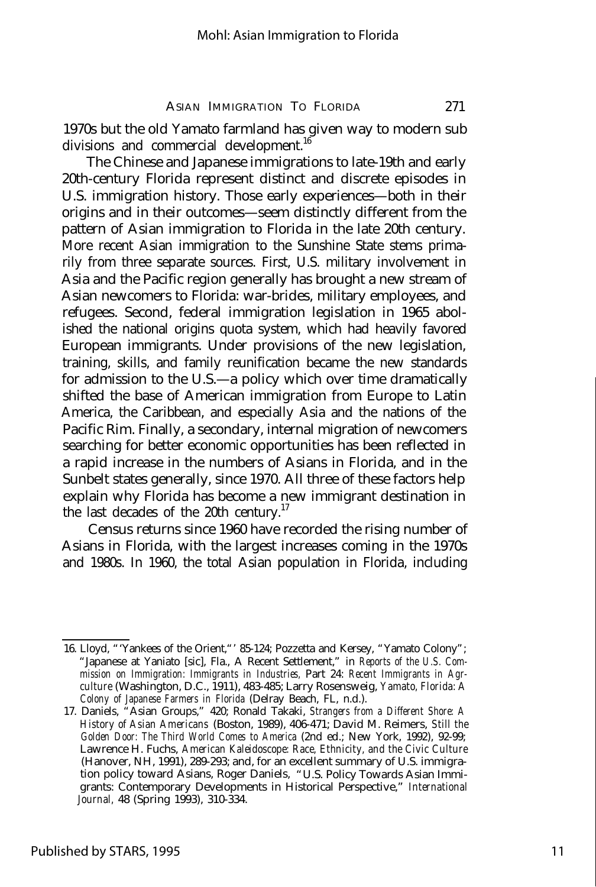1970s but the old Yamato farmland has given way to modern sub divisions and commercial development.[16]

The Chinese and Japanese immigrations to late-19th and early 20th-century Florida represent distinct and discrete episodes in U.S. immigration history. Those early experiences—both in their origins and in their outcomes—seem distinctly different from the pattern of Asian immigration to Florida in the late 20th century. More recent Asian immigration to the Sunshine State stems primarily from three separate sources. First, U.S. military involvement in Asia and the Pacific region generally has brought a new stream of Asian newcomers to Florida: war-brides, military employees, and refugees. Second, federal immigration legislation in 1965 abolished the national origins quota system, which had heavily favored European immigrants. Under provisions of the new legislation, training, skills, and family reunification became the new standards for admission to the U.S.—a policy which over time dramatically shifted the base of American immigration from Europe to Latin America, the Caribbean, and especially Asia and the nations of the Pacific Rim. Finally, a secondary, internal migration of newcomers searching for better economic opportunities has been reflected in a rapid increase in the numbers of Asians in Florida, and in the Sunbelt states generally, since 1970. All three of these factors help explain why Florida has become a new immigrant destination in the last decades of the 20th century.[17]

Census returns since 1960 have recorded the rising number of Asians in Florida, with the largest increases coming in the 1970s and 1980s. In 1960, the total Asian population in Florida, including

---

16. Lloyd, "'Yankees of the Orient,"' 85-124; Pozzetta and Kersey, "Yamato Colony"; "Japanese at Yaniato [sic], Fla., A Recent Settlement," in *Reports of the U.S. Commission on Immigration: Immigrants in Industries,* Part 24: *Recent Immigrants in Agriculture* (Washington, D.C., 1911), 483-485; Larry Rosensweig, *Yamato, Florida: A Colony of Japanese Farmers in Florida* (Delray Beach, FL, n.d.).

17. Daniels, "Asian Groups," 420; Ronald Takaki, *Strangers from a Different Shore: A History of Asian Americans* (Boston, 1989), 406-471; David M. Reimers, *Still the Golden Door: The Third World Comes to America* (2nd ed.; New York, 1992), 92-99; Lawrence H. Fuchs, *American Kaleidoscope: Race, Ethnicity, and the Civic Culture* (Hanover, NH, 1991), 289-293; and, for an excellent summary of U.S. immigration policy toward Asians, Roger Daniels, "U.S. Policy Towards Asian Immigrants: Contemporary Developments in Historical Perspective," *International Journal,* 48 (Spring 1993), 310-334.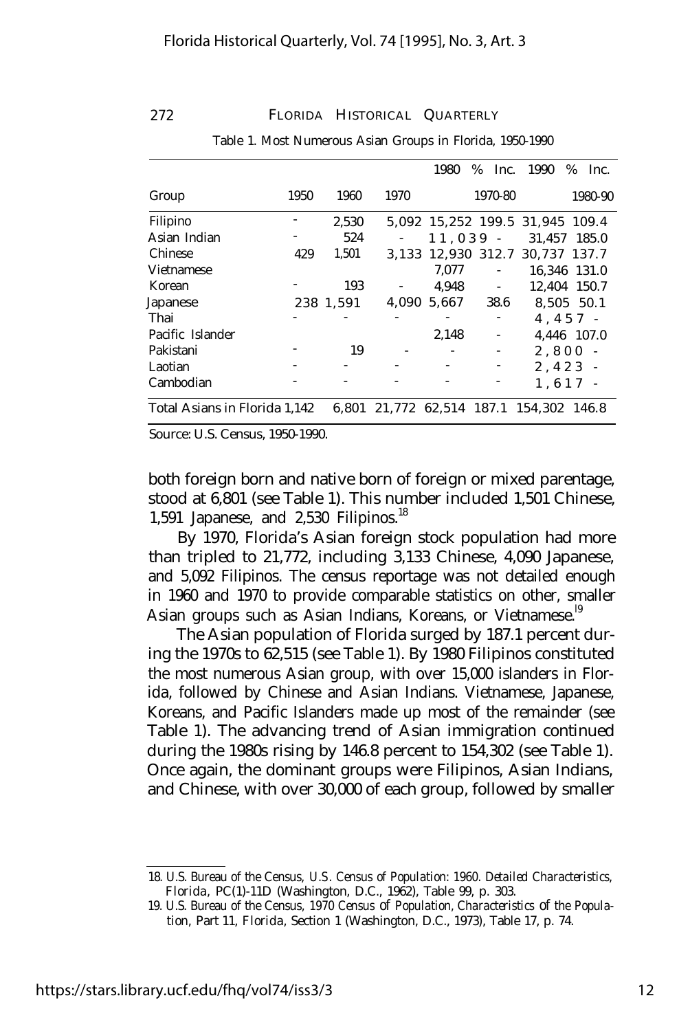Table 1. Most Numerous Asian Groups in Florida, 1950-1990

| Group | 1950 | 1960 | 1970 | 1980 | % Inc. 1970-80 | 1990 | % Inc. 1980-90 |
|---|---|---|---|---|---|---|---|
| Filipino | - | 2,530 | 5,092 | 15,252 | 199.5 | 31,945 | 109.4 |
| Asian Indian | - | 524 | - | 11,039 | - | 31,457 | 185.0 |
| Chinese | 429 | 1,501 | 3,133 | 12,930 | 312.7 | 30,737 | 137.7 |
| Vietnamese | | | | 7,077 | - | 16,346 | 131.0 |
| Korean | - | 193 | - | 4,948 | - | 12,404 | 150.7 |
| Japanese | 238 | 1,591 | 4,090 | 5,667 | 38.6 | 8,505 | 50.1 |
| Thai | - | - | - | - | - | 4,457 | - |
| Pacific Islander | | | | 2,148 | - | 4,446 | 107.0 |
| Pakistani | - | 19 | - | - | - | 2,800 | - |
| Laotian | - | - | - | - | - | 2,423 | - |
| Cambodian | - | - | - | - | - | 1,617 | - |
| Total Asians in Florida | 1,142 | 6,801 | 21,772 | 62,514 | 187.1 | 154,302 | 146.8 |

Source: U.S. Census, 1950-1990.

both foreign born and native born of foreign or mixed parentage, stood at 6,801 (see Table 1). This number included 1,501 Chinese, 1,591 Japanese, and 2,530 Filipinos.[18]

By 1970, Florida's Asian foreign stock population had more than tripled to 21,772, including 3,133 Chinese, 4,090 Japanese, and 5,092 Filipinos. The census reportage was not detailed enough in 1960 and 1970 to provide comparable statistics on other, smaller Asian groups such as Asian Indians, Koreans, or Vietnamese.[19]

The Asian population of Florida surged by 187.1 percent during the 1970s to 62,515 (see Table 1). By 1980 Filipinos constituted the most numerous Asian group, with over 15,000 islanders in Florida, followed by Chinese and Asian Indians. Vietnamese, Japanese, Koreans, and Pacific Islanders made up most of the remainder (see Table 1). The advancing trend of Asian immigration continued during the 1980s rising by 146.8 percent to 154,302 (see Table 1). Once again, the dominant groups were Filipinos, Asian Indians, and Chinese, with over 30,000 of each group, followed by smaller

---

18. U.S. Bureau of the Census, *U.S. Census of Population: 1960. Detailed Characteristics, Florida*, PC(1)-11D (Washington, D.C., 1962), Table 99, p. 303.

19. U.S. Bureau of the Census, *1970 Census of Population, Characteristics of the Population, Part 11, Florida*, Section 1 (Washington, D.C., 1973), Table 17, p. 74.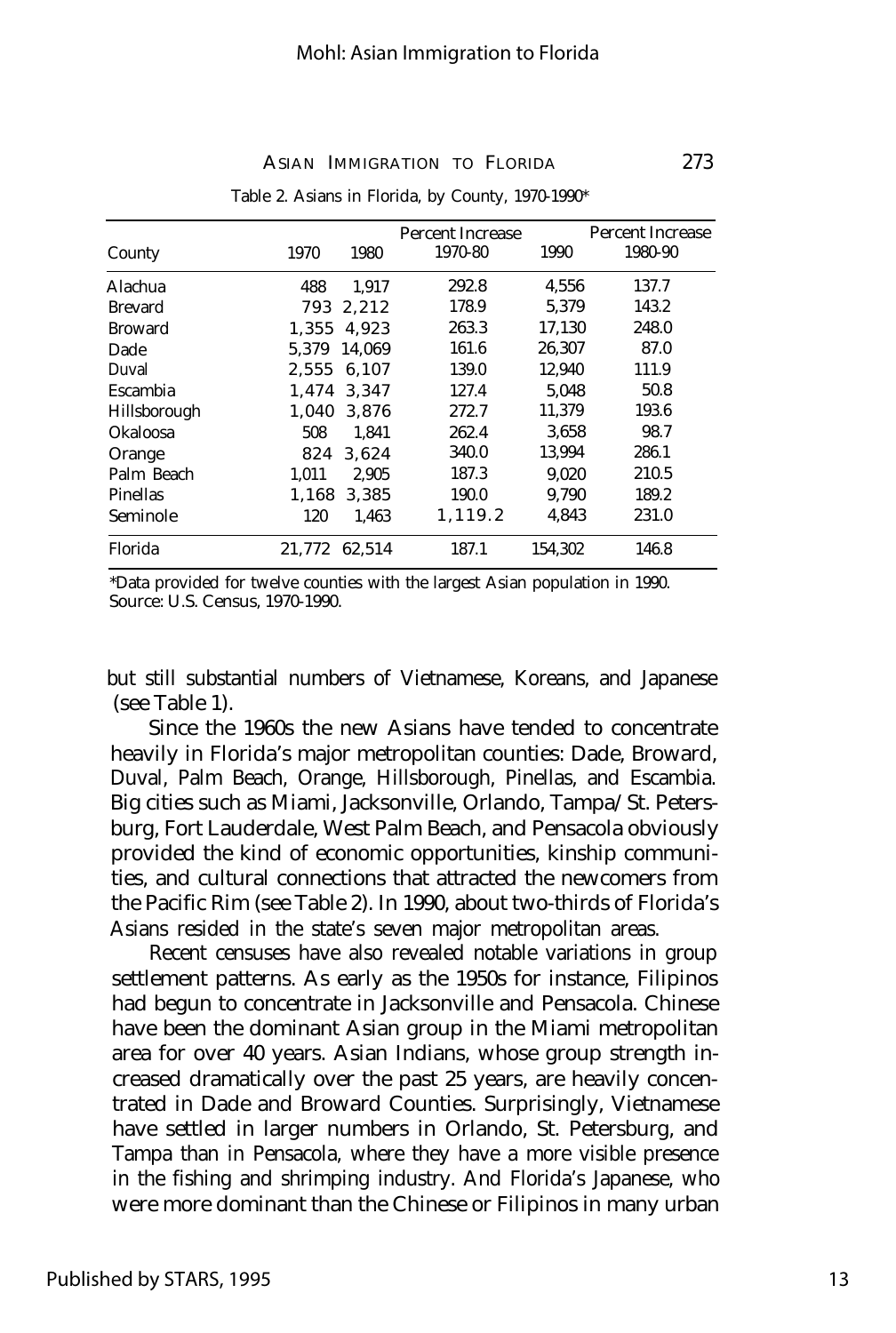Table 2. Asians in Florida, by County, 1970-1990*

| County | 1970 | 1980 | Percent Increase 1970-80 | 1990 | Percent Increase 1980-90 |
|---|---|---|---|---|---|
| Alachua | 488 | 1,917 | 292.8 | 4,556 | 137.7 |
| Brevard | 793 | 2,212 | 178.9 | 5,379 | 143.2 |
| Broward | 1,355 | 4,923 | 263.3 | 17,130 | 248.0 |
| Dade | 5,379 | 14,069 | 161.6 | 26,307 | 87.0 |
| Duval | 2,555 | 6,107 | 139.0 | 12,940 | 111.9 |
| Escambia | 1,474 | 3,347 | 127.4 | 5,048 | 50.8 |
| Hillsborough | 1,040 | 3,876 | 272.7 | 11,379 | 193.6 |
| Okaloosa | 508 | 1,841 | 262.4 | 3,658 | 98.7 |
| Orange | 824 | 3,624 | 340.0 | 13,994 | 286.1 |
| Palm Beach | 1,011 | 2,905 | 187.3 | 9,020 | 210.5 |
| Pinellas | 1,168 | 3,385 | 190.0 | 9,790 | 189.2 |
| Seminole | 120 | 1,463 | 1,119.2 | 4,843 | 231.0 |
| Florida | 21,772 | 62,514 | 187.1 | 154,302 | 146.8 |

*Data provided for twelve counties with the largest Asian population in 1990.
Source: U.S. Census, 1970-1990.

but still substantial numbers of Vietnamese, Koreans, and Japanese (see Table 1).

Since the 1960s the new Asians have tended to concentrate heavily in Florida's major metropolitan counties: Dade, Broward, Duval, Palm Beach, Orange, Hillsborough, Pinellas, and Escambia. Big cities such as Miami, Jacksonville, Orlando, Tampa/St. Petersburg, Fort Lauderdale, West Palm Beach, and Pensacola obviously provided the kind of economic opportunities, kinship communities, and cultural connections that attracted the newcomers from the Pacific Rim (see Table 2). In 1990, about two-thirds of Florida's Asians resided in the state's seven major metropolitan areas.

Recent censuses have also revealed notable variations in group settlement patterns. As early as the 1950s for instance, Filipinos had begun to concentrate in Jacksonville and Pensacola. Chinese have been the dominant Asian group in the Miami metropolitan area for over 40 years. Asian Indians, whose group strength increased dramatically over the past 25 years, are heavily concentrated in Dade and Broward Counties. Surprisingly, Vietnamese have settled in larger numbers in Orlando, St. Petersburg, and Tampa than in Pensacola, where they have a more visible presence in the fishing and shrimping industry. And Florida's Japanese, who were more dominant than the Chinese or Filipinos in many urban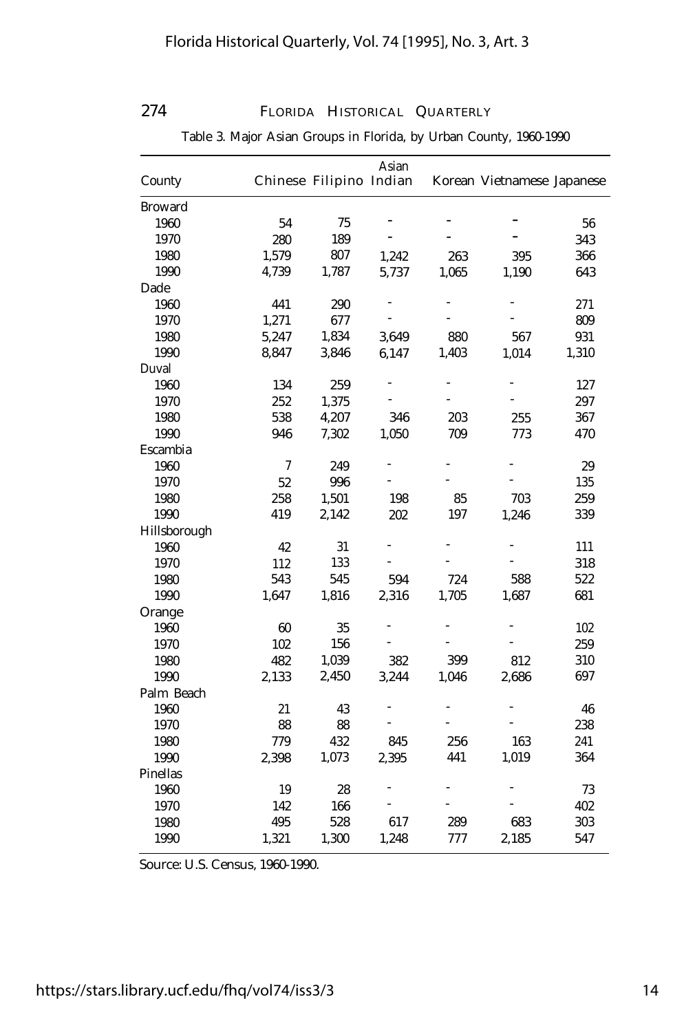Table 3. Major Asian Groups in Florida, by Urban County, 1960-1990

| County | Chinese | Filipino | Asian Indian | Korean | Vietnamese | Japanese |
|---|---|---|---|---|---|---|
| Broward | | | | | | |
| 1960 | 54 | 75 | - | - | - | 56 |
| 1970 | 280 | 189 | - | - | - | 343 |
| 1980 | 1,579 | 807 | 1,242 | 263 | 395 | 366 |
| 1990 | 4,739 | 1,787 | 5,737 | 1,065 | 1,190 | 643 |
| Dade | | | | | | |
| 1960 | 441 | 290 | - | - | - | 271 |
| 1970 | 1,271 | 677 | - | - | - | 809 |
| 1980 | 5,247 | 1,834 | 3,649 | 880 | 567 | 931 |
| 1990 | 8,847 | 3,846 | 6,147 | 1,403 | 1,014 | 1,310 |
| Duval | | | | | | |
| 1960 | 134 | 259 | - | - | - | 127 |
| 1970 | 252 | 1,375 | - | - | - | 297 |
| 1980 | 538 | 4,207 | 346 | 203 | 255 | 367 |
| 1990 | 946 | 7,302 | 1,050 | 709 | 773 | 470 |
| Escambia | | | | | | |
| 1960 | 7 | 249 | - | - | - | 29 |
| 1970 | 52 | 996 | - | - | - | 135 |
| 1980 | 258 | 1,501 | 198 | 85 | 703 | 259 |
| 1990 | 419 | 2,142 | 202 | 197 | 1,246 | 339 |
| Hillsborough | | | | | | |
| 1960 | 42 | 31 | - | - | - | 111 |
| 1970 | 112 | 133 | - | - | - | 318 |
| 1980 | 543 | 545 | 594 | 724 | 588 | 522 |
| 1990 | 1,647 | 1,816 | 2,316 | 1,705 | 1,687 | 681 |
| Orange | | | | | | |
| 1960 | 60 | 35 | - | - | - | 102 |
| 1970 | 102 | 156 | - | - | - | 259 |
| 1980 | 482 | 1,039 | 382 | 399 | 812 | 310 |
| 1990 | 2,133 | 2,450 | 3,244 | 1,046 | 2,686 | 697 |
| Palm Beach | | | | | | |
| 1960 | 21 | 43 | - | - | - | 46 |
| 1970 | 88 | 88 | - | - | - | 238 |
| 1980 | 779 | 432 | 845 | 256 | 163 | 241 |
| 1990 | 2,398 | 1,073 | 2,395 | 441 | 1,019 | 364 |
| Pinellas | | | | | | |
| 1960 | 19 | 28 | - | - | - | 73 |
| 1970 | 142 | 166 | - | - | - | 402 |
| 1980 | 495 | 528 | 617 | 289 | 683 | 303 |
| 1990 | 1,321 | 1,300 | 1,248 | 777 | 2,185 | 547 |

Source: U.S. Census, 1960-1990.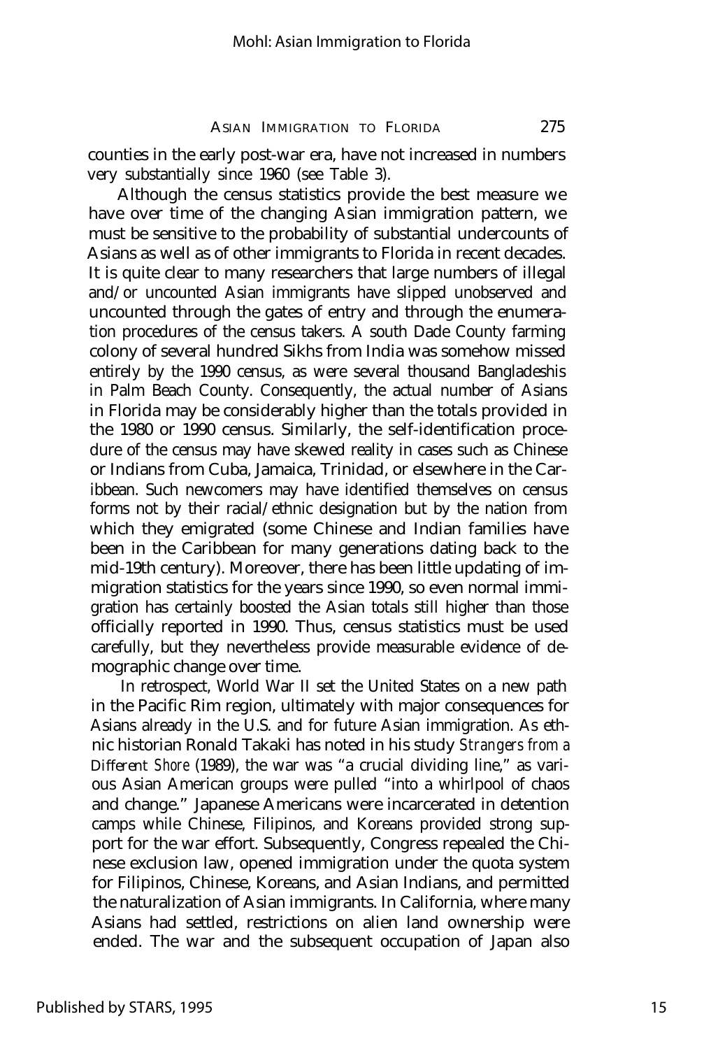counties in the early post-war era, have not increased in numbers very substantially since 1960 (see Table 3).

Although the census statistics provide the best measure we have over time of the changing Asian immigration pattern, we must be sensitive to the probability of substantial undercounts of Asians as well as of other immigrants to Florida in recent decades. It is quite clear to many researchers that large numbers of illegal and/or uncounted Asian immigrants have slipped unobserved and uncounted through the gates of entry and through the enumeration procedures of the census takers. A south Dade County farming colony of several hundred Sikhs from India was somehow missed entirely by the 1990 census, as were several thousand Bangladeshis in Palm Beach County. Consequently, the actual number of Asians in Florida may be considerably higher than the totals provided in the 1980 or 1990 census. Similarly, the self-identification procedure of the census may have skewed reality in cases such as Chinese or Indians from Cuba, Jamaica, Trinidad, or elsewhere in the Caribbean. Such newcomers may have identified themselves on census forms not by their racial/ethnic designation but by the nation from which they emigrated (some Chinese and Indian families have been in the Caribbean for many generations dating back to the mid-19th century). Moreover, there has been little updating of immigration statistics for the years since 1990, so even normal immigration has certainly boosted the Asian totals still higher than those officially reported in 1990. Thus, census statistics must be used carefully, but they nevertheless provide measurable evidence of demographic change over time.

In retrospect, World War II set the United States on a new path in the Pacific Rim region, ultimately with major consequences for Asians already in the U.S. and for future Asian immigration. As ethnic historian Ronald Takaki has noted in his study *Strangers from a Different Shore* (1989), the war was "a crucial dividing line," as various Asian American groups were pulled "into a whirlpool of chaos and change." Japanese Americans were incarcerated in detention camps while Chinese, Filipinos, and Koreans provided strong support for the war effort. Subsequently, Congress repealed the Chinese exclusion law, opened immigration under the quota system for Filipinos, Chinese, Koreans, and Asian Indians, and permitted the naturalization of Asian immigrants. In California, where many Asians had settled, restrictions on alien land ownership were ended. The war and the subsequent occupation of Japan also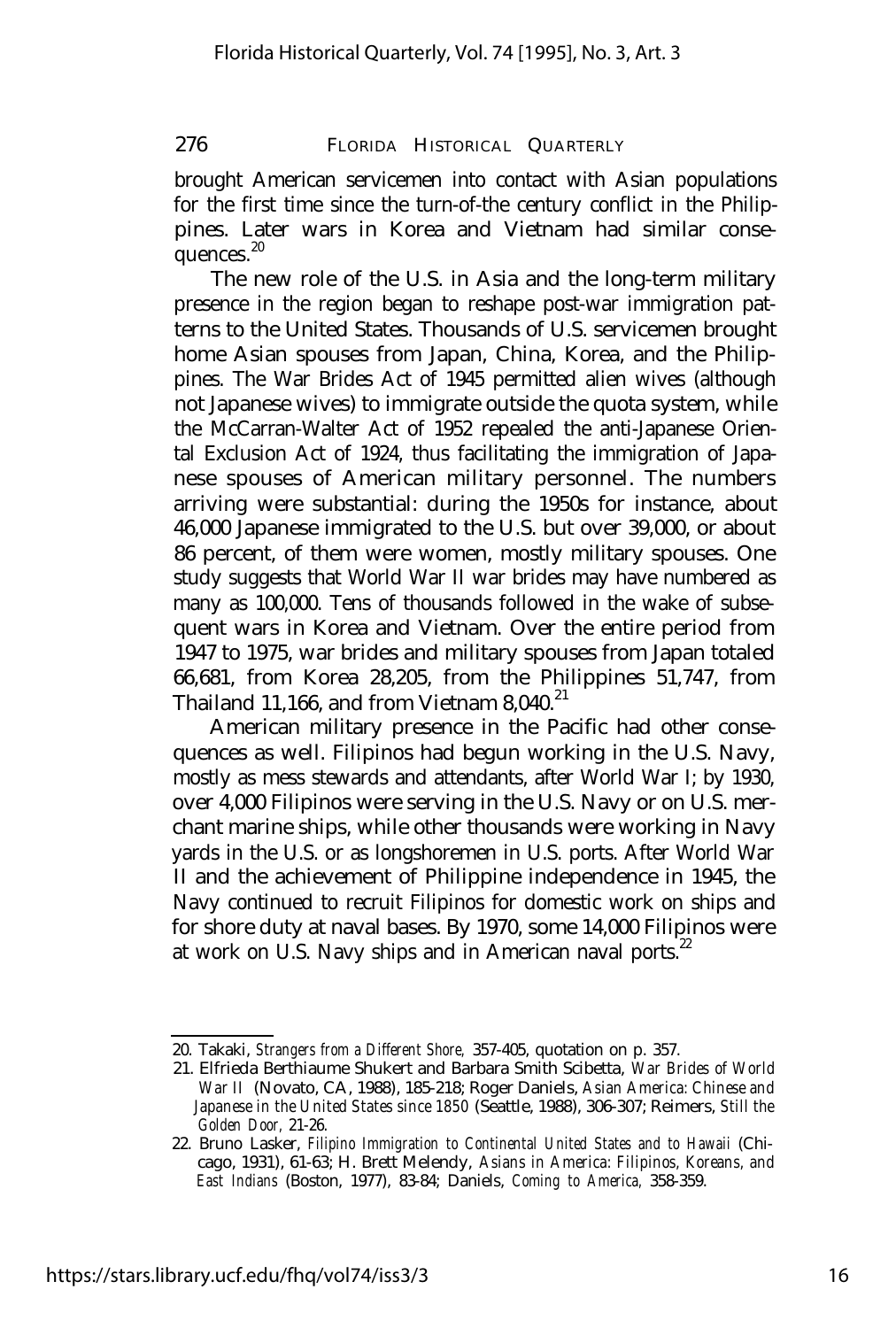brought American servicemen into contact with Asian populations for the first time since the turn-of-the century conflict in the Philippines. Later wars in Korea and Vietnam had similar consequences.[20]

The new role of the U.S. in Asia and the long-term military presence in the region began to reshape post-war immigration patterns to the United States. Thousands of U.S. servicemen brought home Asian spouses from Japan, China, Korea, and the Philippines. The War Brides Act of 1945 permitted alien wives (although not Japanese wives) to immigrate outside the quota system, while the McCarran-Walter Act of 1952 repealed the anti-Japanese Oriental Exclusion Act of 1924, thus facilitating the immigration of Japanese spouses of American military personnel. The numbers arriving were substantial: during the 1950s for instance, about 46,000 Japanese immigrated to the U.S. but over 39,000, or about 86 percent, of them were women, mostly military spouses. One study suggests that World War II war brides may have numbered as many as 100,000. Tens of thousands followed in the wake of subsequent wars in Korea and Vietnam. Over the entire period from 1947 to 1975, war brides and military spouses from Japan totaled 66,681, from Korea 28,205, from the Philippines 51,747, from Thailand 11,166, and from Vietnam 8,040.[21]

American military presence in the Pacific had other consequences as well. Filipinos had begun working in the U.S. Navy, mostly as mess stewards and attendants, after World War I; by 1930, over 4,000 Filipinos were serving in the U.S. Navy or on U.S. merchant marine ships, while other thousands were working in Navy yards in the U.S. or as longshoremen in U.S. ports. After World War II and the achievement of Philippine independence in 1945, the Navy continued to recruit Filipinos for domestic work on ships and for shore duty at naval bases. By 1970, some 14,000 Filipinos were at work on U.S. Navy ships and in American naval ports.[22]

---

20. Takaki, *Strangers from a Different Shore,* 357-405, quotation on p. 357.
21. Elfrieda Berthiaume Shukert and Barbara Smith Scibetta, *War Brides of World War II* (Novato, CA, 1988), 185-218; Roger Daniels, *Asian America: Chinese and Japanese in the United States since 1850* (Seattle, 1988), 306-307; Reimers, *Still the Golden Door,* 21-26.
22. Bruno Lasker, *Filipino Immigration to Continental United States and to Hawaii* (Chicago, 1931), 61-63; H. Brett Melendy, *Asians in America: Filipinos, Koreans, and East Indians* (Boston, 1977), 83-84; Daniels, *Coming to America,* 358-359.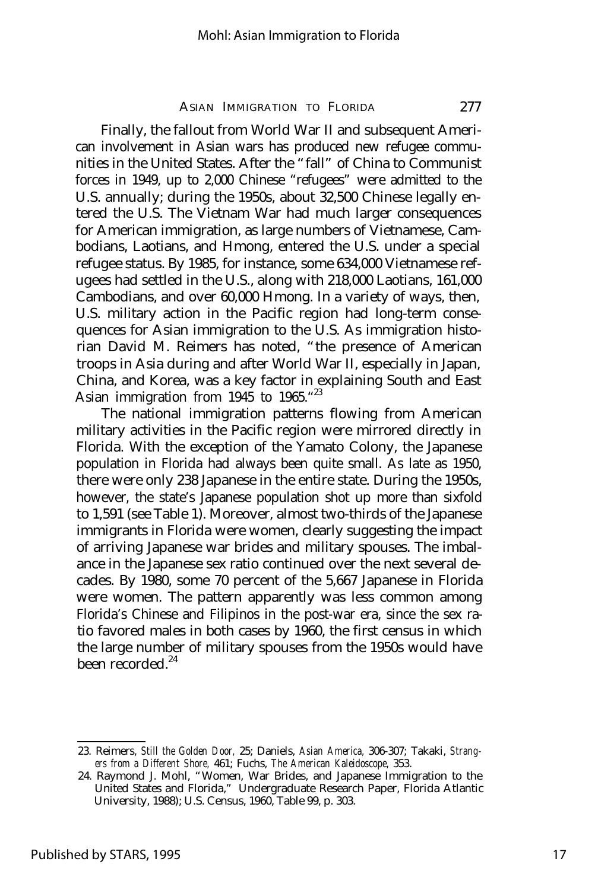Finally, the fallout from World War II and subsequent American involvement in Asian wars has produced new refugee communities in the United States. After the "fall" of China to Communist forces in 1949, up to 2,000 Chinese "refugees" were admitted to the U.S. annually; during the 1950s, about 32,500 Chinese legally entered the U.S. The Vietnam War had much larger consequences for American immigration, as large numbers of Vietnamese, Cambodians, Laotians, and Hmong, entered the U.S. under a special refugee status. By 1985, for instance, some 634,000 Vietnamese refugees had settled in the U.S., along with 218,000 Laotians, 161,000 Cambodians, and over 60,000 Hmong. In a variety of ways, then, U.S. military action in the Pacific region had long-term consequences for Asian immigration to the U.S. As immigration historian David M. Reimers has noted, "the presence of American troops in Asia during and after World War II, especially in Japan, China, and Korea, was a key factor in explaining South and East Asian immigration from 1945 to 1965."[23]

The national immigration patterns flowing from American military activities in the Pacific region were mirrored directly in Florida. With the exception of the Yamato Colony, the Japanese population in Florida had always been quite small. As late as 1950, there were only 238 Japanese in the entire state. During the 1950s, however, the state's Japanese population shot up more than sixfold to 1,591 (see Table 1). Moreover, almost two-thirds of the Japanese immigrants in Florida were women, clearly suggesting the impact of arriving Japanese war brides and military spouses. The imbalance in the Japanese sex ratio continued over the next several decades. By 1980, some 70 percent of the 5,667 Japanese in Florida were women. The pattern apparently was less common among Florida's Chinese and Filipinos in the post-war era, since the sex ratio favored males in both cases by 1960, the first census in which the large number of military spouses from the 1950s would have been recorded.[24]

---

23. Reimers, *Still the Golden Door,* 25; Daniels, *Asian America,* 306-307; Takaki, *Strangers from a Different Shore,* 461; Fuchs, *The American Kaleidoscope,* 353.

24. Raymond J. Mohl, "Women, War Brides, and Japanese Immigration to the United States and Florida," Undergraduate Research Paper, Florida Atlantic University, 1988); U.S. Census, 1960, Table 99, p. 303.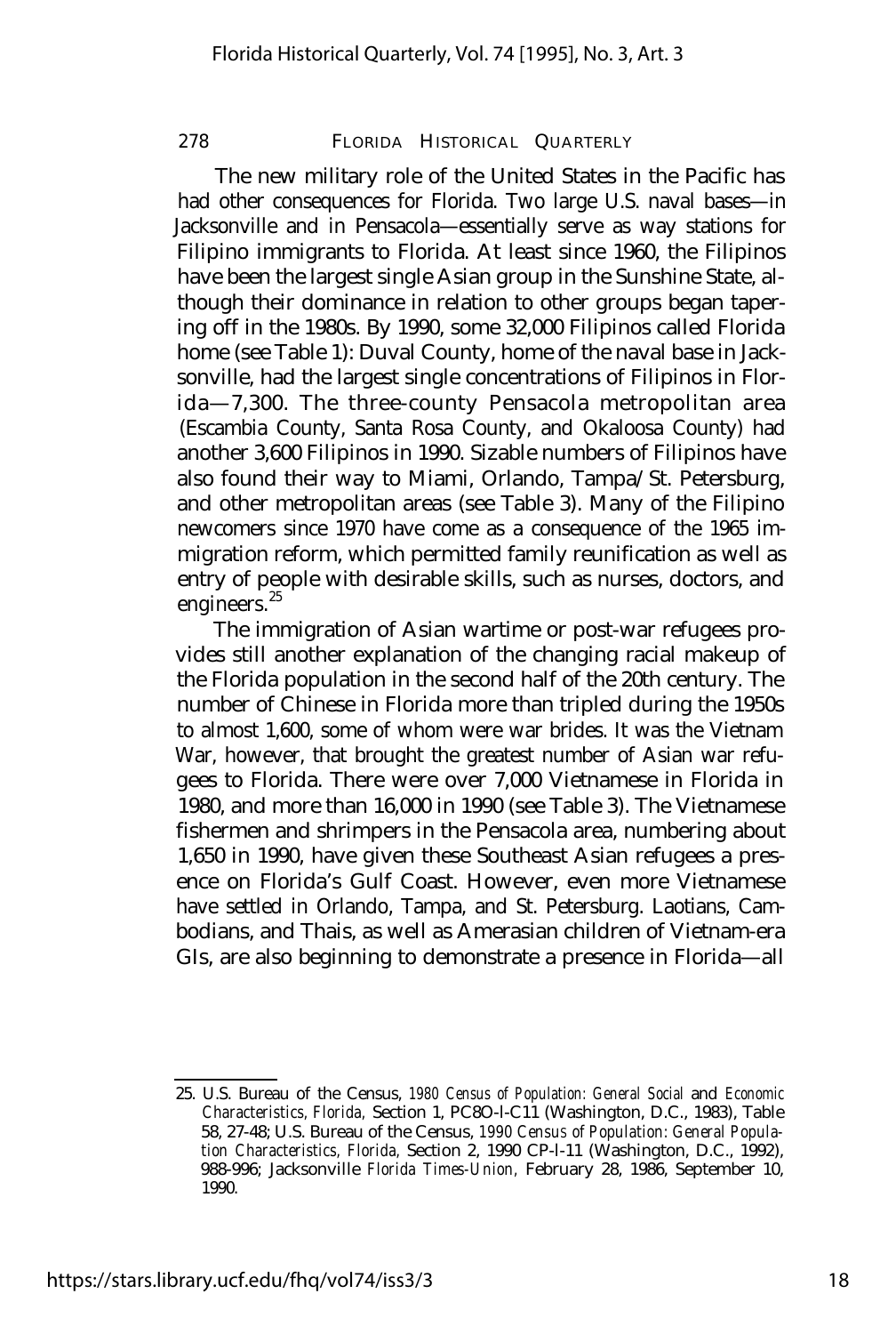The new military role of the United States in the Pacific has had other consequences for Florida. Two large U.S. naval bases—in Jacksonville and in Pensacola—essentially serve as way stations for Filipino immigrants to Florida. At least since 1960, the Filipinos have been the largest single Asian group in the Sunshine State, although their dominance in relation to other groups began tapering off in the 1980s. By 1990, some 32,000 Filipinos called Florida home (see Table 1): Duval County, home of the naval base in Jacksonville, had the largest single concentrations of Filipinos in Florida—7,300. The three-county Pensacola metropolitan area (Escambia County, Santa Rosa County, and Okaloosa County) had another 3,600 Filipinos in 1990. Sizable numbers of Filipinos have also found their way to Miami, Orlando, Tampa/St. Petersburg, and other metropolitan areas (see Table 3). Many of the Filipino newcomers since 1970 have come as a consequence of the 1965 immigration reform, which permitted family reunification as well as entry of people with desirable skills, such as nurses, doctors, and engineers.[25]

The immigration of Asian wartime or post-war refugees provides still another explanation of the changing racial makeup of the Florida population in the second half of the 20th century. The number of Chinese in Florida more than tripled during the 1950s to almost 1,600, some of whom were war brides. It was the Vietnam War, however, that brought the greatest number of Asian war refugees to Florida. There were over 7,000 Vietnamese in Florida in 1980, and more than 16,000 in 1990 (see Table 3). The Vietnamese fishermen and shrimpers in the Pensacola area, numbering about 1,650 in 1990, have given these Southeast Asian refugees a presence on Florida's Gulf Coast. However, even more Vietnamese have settled in Orlando, Tampa, and St. Petersburg. Laotians, Cambodians, and Thais, as well as Amerasian children of Vietnam-era GIs, are also beginning to demonstrate a presence in Florida—all

---

25. U.S. Bureau of the Census, *1980 Census of Population: General Social* and *Economic Characteristics, Florida,* Section 1, PC8O-I-C11 (Washington, D.C., 1983), Table 58, 27-48; U.S. Bureau of the Census, *1990 Census of Population: General Population Characteristics, Florida,* Section 2, 1990 CP-I-11 (Washington, D.C., 1992), 988-996; Jacksonville *Florida Times-Union,* February 28, 1986, September 10, 1990.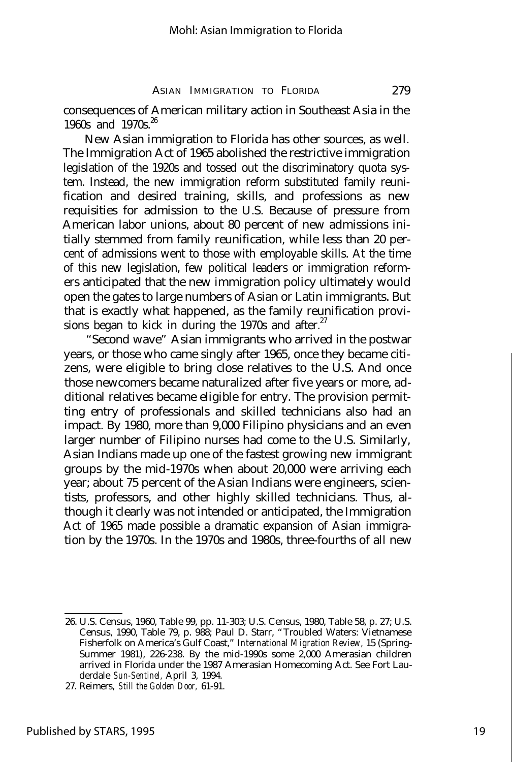consequences of American military action in Southeast Asia in the 1960s and 1970s.[26]

New Asian immigration to Florida has other sources, as well. The Immigration Act of 1965 abolished the restrictive immigration legislation of the 1920s and tossed out the discriminatory quota system. Instead, the new immigration reform substituted family reunification and desired training, skills, and professions as new requisities for admission to the U.S. Because of pressure from American labor unions, about 80 percent of new admissions initially stemmed from family reunification, while less than 20 percent of admissions went to those with employable skills. At the time of this new legislation, few political leaders or immigration reformers anticipated that the new immigration policy ultimately would open the gates to large numbers of Asian or Latin immigrants. But that is exactly what happened, as the family reunification provisions began to kick in during the 1970s and after.[27]

"Second wave" Asian immigrants who arrived in the postwar years, or those who came singly after 1965, once they became citizens, were eligible to bring close relatives to the U.S. And once those newcomers became naturalized after five years or more, additional relatives became eligible for entry. The provision permitting entry of professionals and skilled technicians also had an impact. By 1980, more than 9,000 Filipino physicians and an even larger number of Filipino nurses had come to the U.S. Similarly, Asian Indians made up one of the fastest growing new immigrant groups by the mid-1970s when about 20,000 were arriving each year; about 75 percent of the Asian Indians were engineers, scientists, professors, and other highly skilled technicians. Thus, although it clearly was not intended or anticipated, the Immigration Act of 1965 made possible a dramatic expansion of Asian immigration by the 1970s. In the 1970s and 1980s, three-fourths of all new

---

26. U.S. Census, 1960, Table 99, pp. 11-303; U.S. Census, 1980, Table 58, p. 27; U.S. Census, 1990, Table 79, p. 988; Paul D. Starr, "Troubled Waters: Vietnamese Fisherfolk on America's Gulf Coast," *International Migration Review,* 15 (Spring-Summer 1981), 226-238. By the mid-1990s some 2,000 Amerasian children arrived in Florida under the 1987 Amerasian Homecoming Act. See Fort Lauderdale *Sun-Sentinel,* April 3, 1994.

27. Reimers, *Still the Golden Door,* 61-91.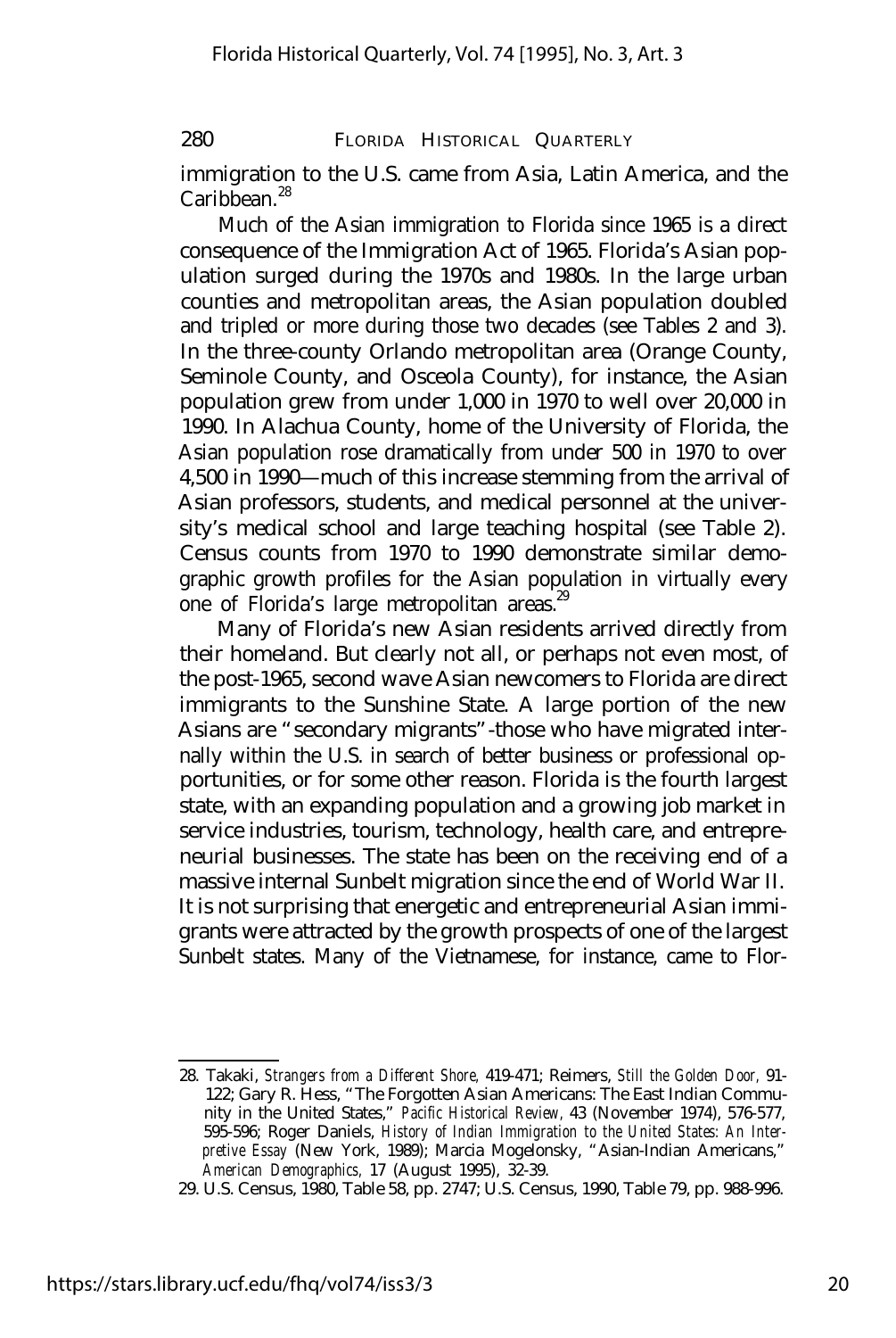immigration to the U.S. came from Asia, Latin America, and the Caribbean.[28]

Much of the Asian immigration to Florida since 1965 is a direct consequence of the Immigration Act of 1965. Florida's Asian population surged during the 1970s and 1980s. In the large urban counties and metropolitan areas, the Asian population doubled and tripled or more during those two decades (see Tables 2 and 3). In the three-county Orlando metropolitan area (Orange County, Seminole County, and Osceola County), for instance, the Asian population grew from under 1,000 in 1970 to well over 20,000 in 1990. In Alachua County, home of the University of Florida, the Asian population rose dramatically from under 500 in 1970 to over 4,500 in 1990—much of this increase stemming from the arrival of Asian professors, students, and medical personnel at the university's medical school and large teaching hospital (see Table 2). Census counts from 1970 to 1990 demonstrate similar demographic growth profiles for the Asian population in virtually every one of Florida's large metropolitan areas.[29]

Many of Florida's new Asian residents arrived directly from their homeland. But clearly not all, or perhaps not even most, of the post-1965, second wave Asian newcomers to Florida are direct immigrants to the Sunshine State. A large portion of the new Asians are "secondary migrants"-those who have migrated internally within the U.S. in search of better business or professional opportunities, or for some other reason. Florida is the fourth largest state, with an expanding population and a growing job market in service industries, tourism, technology, health care, and entrepreneurial businesses. The state has been on the receiving end of a massive internal Sunbelt migration since the end of World War II. It is not surprising that energetic and entrepreneurial Asian immigrants were attracted by the growth prospects of one of the largest Sunbelt states. Many of the Vietnamese, for instance, came to Flor-

---

28. Takaki, *Strangers from a Different Shore,* 419-471; Reimers, *Still the Golden Door,* 91-122; Gary R. Hess, "The Forgotten Asian Americans: The East Indian Community in the United States," *Pacific Historical Review,* 43 (November 1974), 576-577, 595-596; Roger Daniels, *History of Indian Immigration to the United States: An Interpretive Essay* (New York, 1989); Marcia Mogelonsky, "Asian-Indian Americans," *American Demographics,* 17 (August 1995), 32-39.

29. U.S. Census, 1980, Table 58, pp. 2747; U.S. Census, 1990, Table 79, pp. 988-996.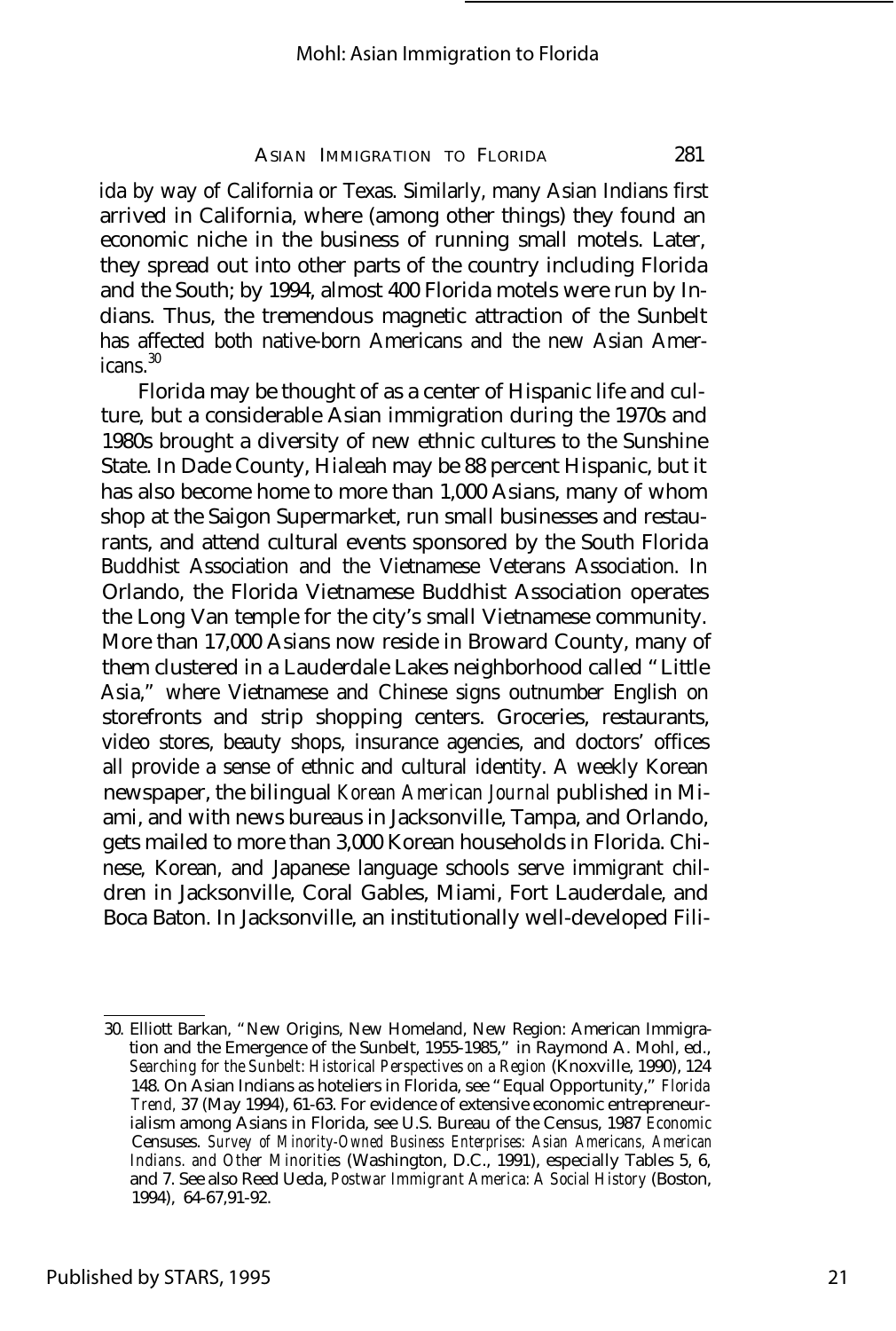ida by way of California or Texas. Similarly, many Asian Indians first arrived in California, where (among other things) they found an economic niche in the business of running small motels. Later, they spread out into other parts of the country including Florida and the South; by 1994, almost 400 Florida motels were run by Indians. Thus, the tremendous magnetic attraction of the Sunbelt has affected both native-born Americans and the new Asian Americans.[30]

Florida may be thought of as a center of Hispanic life and culture, but a considerable Asian immigration during the 1970s and 1980s brought a diversity of new ethnic cultures to the Sunshine State. In Dade County, Hialeah may be 88 percent Hispanic, but it has also become home to more than 1,000 Asians, many of whom shop at the Saigon Supermarket, run small businesses and restaurants, and attend cultural events sponsored by the South Florida Buddhist Association and the Vietnamese Veterans Association. In Orlando, the Florida Vietnamese Buddhist Association operates the Long Van temple for the city's small Vietnamese community. More than 17,000 Asians now reside in Broward County, many of them clustered in a Lauderdale Lakes neighborhood called "Little Asia," where Vietnamese and Chinese signs outnumber English on storefronts and strip shopping centers. Groceries, restaurants, video stores, beauty shops, insurance agencies, and doctors' offices all provide a sense of ethnic and cultural identity. A weekly Korean newspaper, the bilingual *Korean American Journal* published in Miami, and with news bureaus in Jacksonville, Tampa, and Orlando, gets mailed to more than 3,000 Korean households in Florida. Chinese, Korean, and Japanese language schools serve immigrant children in Jacksonville, Coral Gables, Miami, Fort Lauderdale, and Boca Baton. In Jacksonville, an institutionally well-developed Fili-

30. Elliott Barkan, "New Origins, New Homeland, New Region: American Immigration and the Emergence of the Sunbelt, 1955-1985," in Raymond A. Mohl, ed., *Searching for the Sunbelt: Historical Perspectives on a Region* (Knoxville, 1990), 124 148. On Asian Indians as hoteliers in Florida, see "Equal Opportunity," *Florida Trend,* 37 (May 1994), 61-63. For evidence of extensive economic entrepreneurialism among Asians in Florida, see U.S. Bureau of the Census, 1987 *Economic* Censuses. *Survey of Minority-Owned Business Enterprises: Asian Americans, American Indians. and Other Minorities* (Washington, D.C., 1991), especially Tables 5, 6, and 7. See also Reed Ueda, *Postwar Immigrant America: A Social History* (Boston, 1994), 64-67,91-92.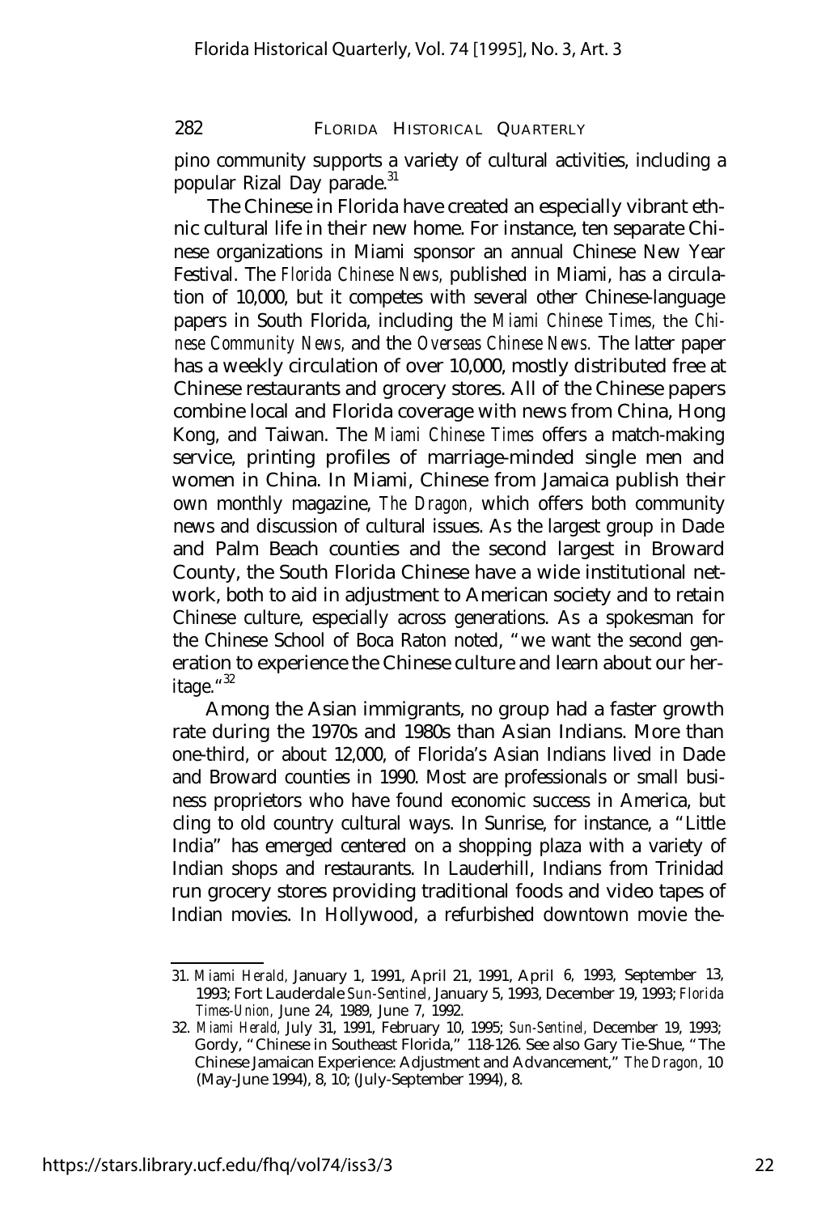pino community supports a variety of cultural activities, including a popular Rizal Day parade.[31]

The Chinese in Florida have created an especially vibrant ethnic cultural life in their new home. For instance, ten separate Chinese organizations in Miami sponsor an annual Chinese New Year Festival. The *Florida Chinese News,* published in Miami, has a circulation of 10,000, but it competes with several other Chinese-language papers in South Florida, including the *Miami Chinese Times,* the *Chinese Community News,* and the *Overseas Chinese News.* The latter paper has a weekly circulation of over 10,000, mostly distributed free at Chinese restaurants and grocery stores. All of the Chinese papers combine local and Florida coverage with news from China, Hong Kong, and Taiwan. The *Miami Chinese Times* offers a match-making service, printing profiles of marriage-minded single men and women in China. In Miami, Chinese from Jamaica publish their own monthly magazine, *The Dragon,* which offers both community news and discussion of cultural issues. As the largest group in Dade and Palm Beach counties and the second largest in Broward County, the South Florida Chinese have a wide institutional network, both to aid in adjustment to American society and to retain Chinese culture, especially across generations. As a spokesman for the Chinese School of Boca Raton noted, "we want the second generation to experience the Chinese culture and learn about our heritage."[32]

Among the Asian immigrants, no group had a faster growth rate during the 1970s and 1980s than Asian Indians. More than one-third, or about 12,000, of Florida's Asian Indians lived in Dade and Broward counties in 1990. Most are professionals or small business proprietors who have found economic success in America, but cling to old country cultural ways. In Sunrise, for instance, a "Little India" has emerged centered on a shopping plaza with a variety of Indian shops and restaurants. In Lauderhill, Indians from Trinidad run grocery stores providing traditional foods and video tapes of Indian movies. In Hollywood, a refurbished downtown movie the-

31. *Miami Herald*, January 1, 1991, April 21, 1991, April 6, 1993, September 13, 1993; Fort Lauderdale *Sun-Sentinel*, January 5, 1993, December 19, 1993; *Florida Times-Union,* June 24, 1989, June 7, 1992.

32. *Miami Herald,* July 31, 1991, February 10, 1995; *Sun-Sentinel,* December 19, 1993; Gordy, "Chinese in Southeast Florida," 118-126. See also Gary Tie-Shue, "The Chinese Jamaican Experience: Adjustment and Advancement," *The Dragon,* 10 (May-June 1994), 8, 10; (July-September 1994), 8.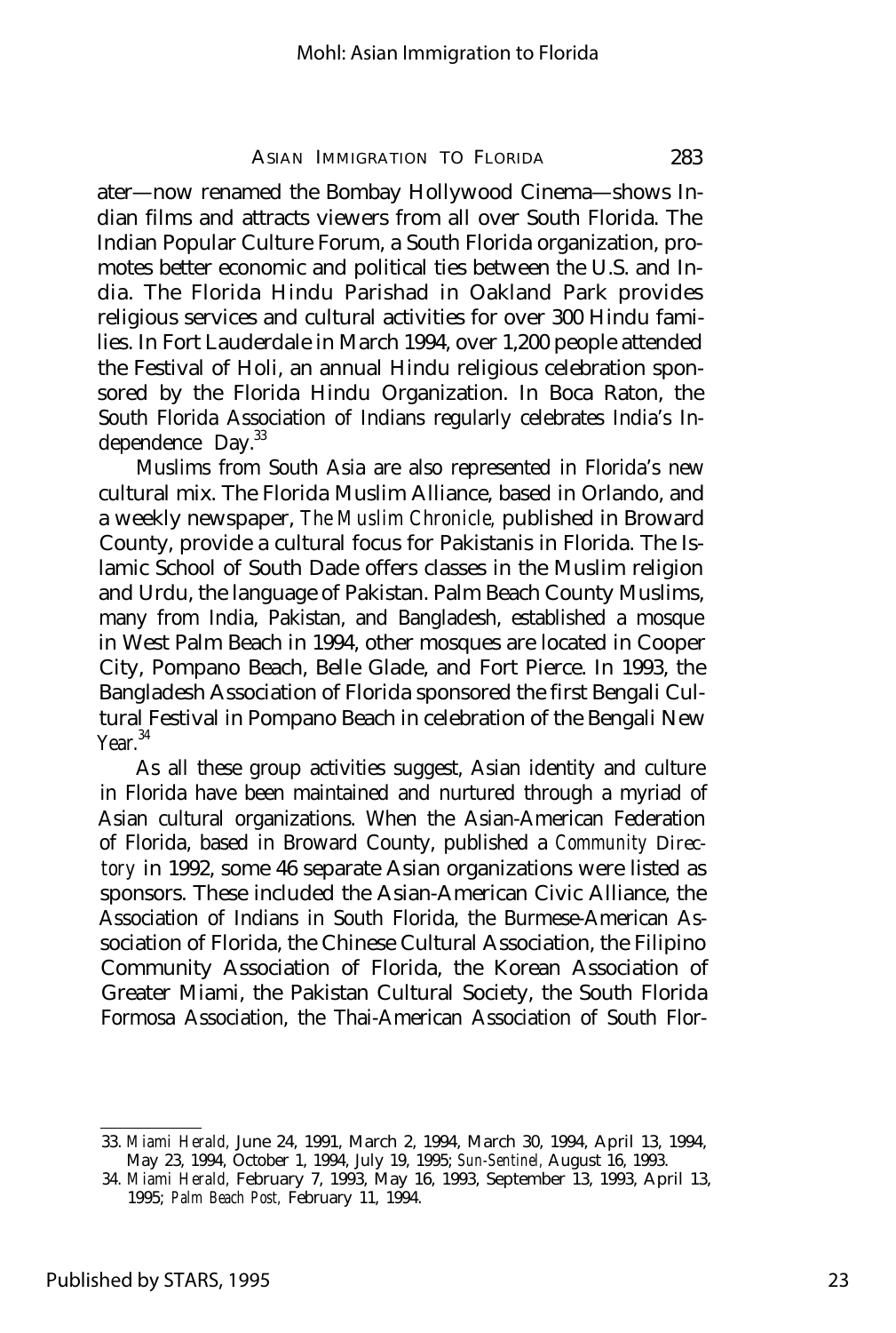ater—now renamed the Bombay Hollywood Cinema—shows Indian films and attracts viewers from all over South Florida. The Indian Popular Culture Forum, a South Florida organization, promotes better economic and political ties between the U.S. and India. The Florida Hindu Parishad in Oakland Park provides religious services and cultural activities for over 300 Hindu families. In Fort Lauderdale in March 1994, over 1,200 people attended the Festival of Holi, an annual Hindu religious celebration sponsored by the Florida Hindu Organization. In Boca Raton, the South Florida Association of Indians regularly celebrates India's Independence Day.[33]

Muslims from South Asia are also represented in Florida's new cultural mix. The Florida Muslim Alliance, based in Orlando, and a weekly newspaper, *The Muslim Chronicle,* published in Broward County, provide a cultural focus for Pakistanis in Florida. The Islamic School of South Dade offers classes in the Muslim religion and Urdu, the language of Pakistan. Palm Beach County Muslims, many from India, Pakistan, and Bangladesh, established a mosque in West Palm Beach in 1994, other mosques are located in Cooper City, Pompano Beach, Belle Glade, and Fort Pierce. In 1993, the Bangladesh Association of Florida sponsored the first Bengali Cultural Festival in Pompano Beach in celebration of the Bengali New Year.[34]

As all these group activities suggest, Asian identity and culture in Florida have been maintained and nurtured through a myriad of Asian cultural organizations. When the Asian-American Federation of Florida, based in Broward County, published a *Community Directory* in 1992, some 46 separate Asian organizations were listed as sponsors. These included the Asian-American Civic Alliance, the Association of Indians in South Florida, the Burmese-American Association of Florida, the Chinese Cultural Association, the Filipino Community Association of Florida, the Korean Association of Greater Miami, the Pakistan Cultural Society, the South Florida Formosa Association, the Thai-American Association of South Flor-

33. *Miami Herald,* June 24, 1991, March 2, 1994, March 30, 1994, April 13, 1994, May 23, 1994, October 1, 1994, July 19, 1995; *Sun-Sentinel,* August 16, 1993.

34. *Miami Herald,* February 7, 1993, May 16, 1993, September 13, 1993, April 13, 1995; *Palm Beach Post,* February 11, 1994.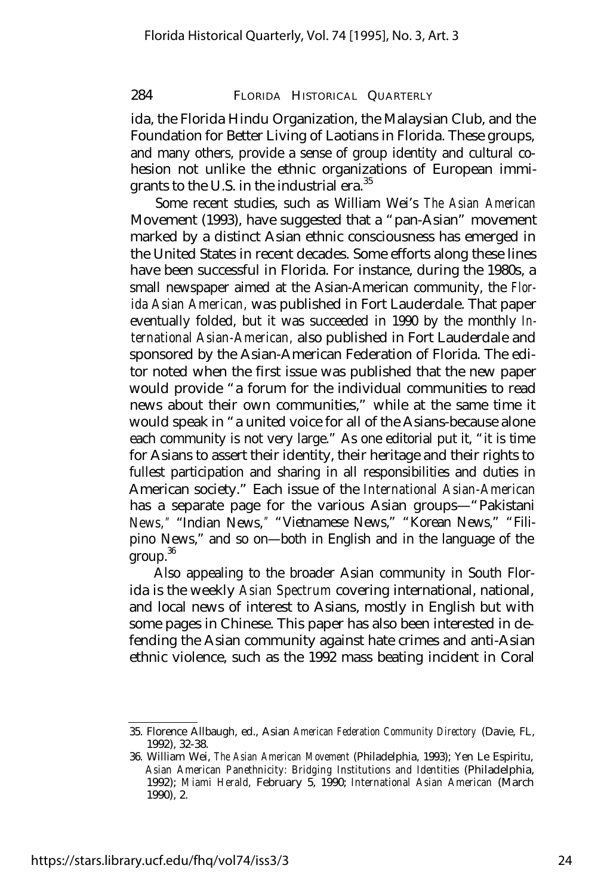ida, the Florida Hindu Organization, the Malaysian Club, and the Foundation for Better Living of Laotians in Florida. These groups, and many others, provide a sense of group identity and cultural cohesion not unlike the ethnic organizations of European immigrants to the U.S. in the industrial era.[35]

Some recent studies, such as William Wei's *The Asian American* Movement (1993), have suggested that a "pan-Asian" movement marked by a distinct Asian ethnic consciousness has emerged in the United States in recent decades. Some efforts along these lines have been successful in Florida. For instance, during the 1980s, a small newspaper aimed at the Asian-American community, the *Florida Asian American,* was published in Fort Lauderdale. That paper eventually folded, but it was succeeded in 1990 by the monthly *International Asian-American,* also published in Fort Lauderdale and sponsored by the Asian-American Federation of Florida. The editor noted when the first issue was published that the new paper would provide "a forum for the individual communities to read news about their own communities," while at the same time it would speak in "a united voice for all of the Asians-because alone each community is not very large." As one editorial put it, "it is time for Asians to assert their identity, their heritage and their rights to fullest participation and sharing in all responsibilities and duties in American society." Each issue of the *International Asian-American* has a separate page for the various Asian groups—"Pakistani *News,"* "Indian News," "Vietnamese News," "Korean News," "Filipino News," and so on—both in English and in the language of the group.[36]

Also appealing to the broader Asian community in South Florida is the weekly *Asian Spectrum* covering international, national, and local news of interest to Asians, mostly in English but with some pages in Chinese. This paper has also been interested in defending the Asian community against hate crimes and anti-Asian ethnic violence, such as the 1992 mass beating incident in Coral

---

35. Florence Allbaugh, ed., Asian *American Federation Community Directory* (Davie, FL, 1992), 32-38.

36. William Wei, *The Asian American Movement* (Philadelphia, 1993); Yen Le Espiritu, *Asian American Panethnicity: Bridging Institutions and Identities* (Philadelphia, 1992); *Miami Herald,* February 5, 1990; *International Asian American* (March 1990), 2.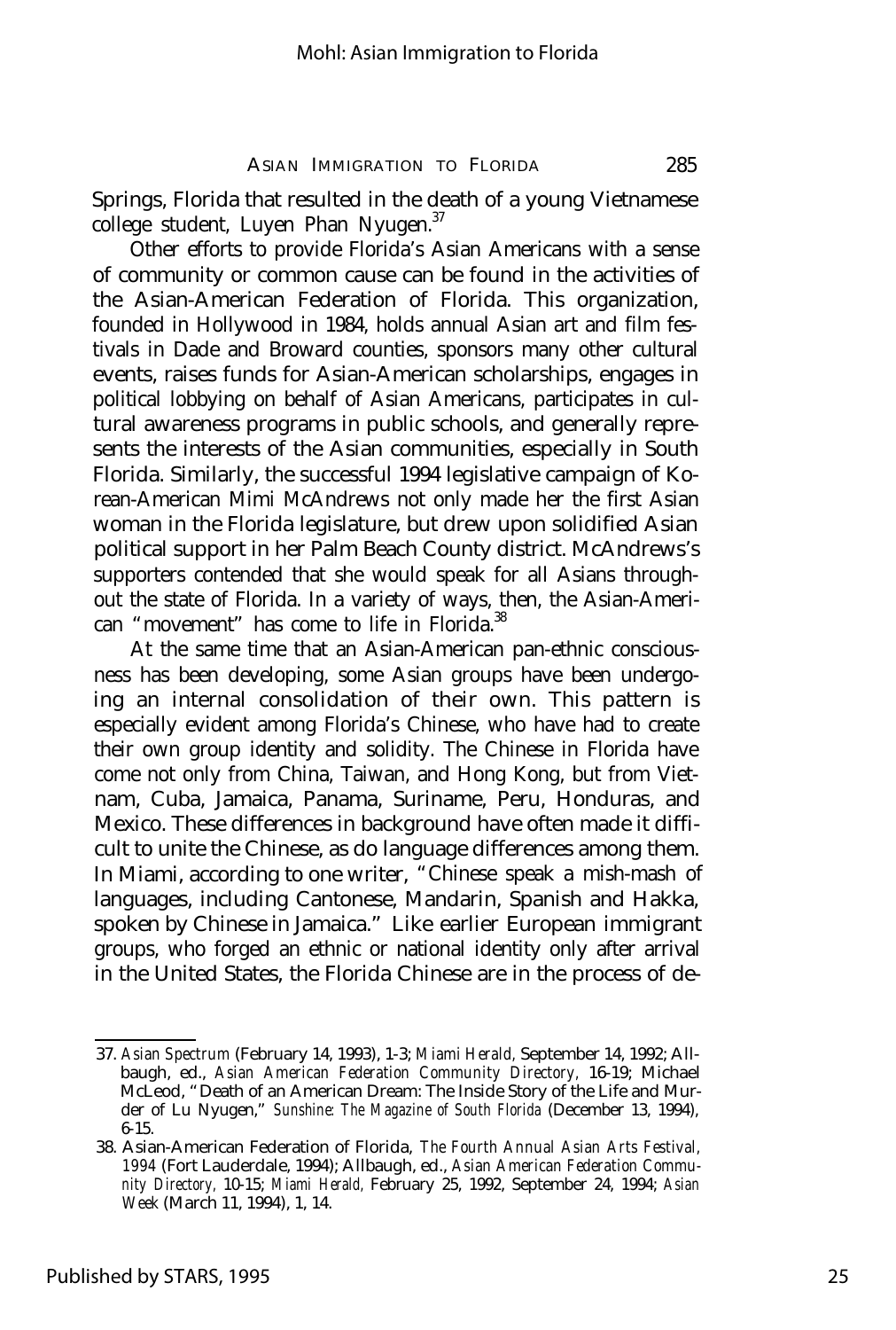Springs, Florida that resulted in the death of a young Vietnamese college student, Luyen Phan Nyugen.[37]

Other efforts to provide Florida's Asian Americans with a sense of community or common cause can be found in the activities of the Asian-American Federation of Florida. This organization, founded in Hollywood in 1984, holds annual Asian art and film festivals in Dade and Broward counties, sponsors many other cultural events, raises funds for Asian-American scholarships, engages in political lobbying on behalf of Asian Americans, participates in cultural awareness programs in public schools, and generally represents the interests of the Asian communities, especially in South Florida. Similarly, the successful 1994 legislative campaign of Korean-American Mimi McAndrews not only made her the first Asian woman in the Florida legislature, but drew upon solidified Asian political support in her Palm Beach County district. McAndrews's supporters contended that she would speak for all Asians throughout the state of Florida. In a variety of ways, then, the Asian-American "movement" has come to life in Florida.[38]

At the same time that an Asian-American pan-ethnic consciousness has been developing, some Asian groups have been undergoing an internal consolidation of their own. This pattern is especially evident among Florida's Chinese, who have had to create their own group identity and solidity. The Chinese in Florida have come not only from China, Taiwan, and Hong Kong, but from Vietnam, Cuba, Jamaica, Panama, Suriname, Peru, Honduras, and Mexico. These differences in background have often made it difficult to unite the Chinese, as do language differences among them. In Miami, according to one writer, "Chinese speak a mish-mash of languages, including Cantonese, Mandarin, Spanish and Hakka, spoken by Chinese in Jamaica." Like earlier European immigrant groups, who forged an ethnic or national identity only after arrival in the United States, the Florida Chinese are in the process of de-

---

37. *Asian Spectrum* (February 14, 1993), 1-3; *Miami Herald*, September 14, 1992; Allbaugh, ed., *Asian American Federation Community Directory*, 16-19; Michael McLeod, "Death of an American Dream: The Inside Story of the Life and Murder of Lu Nyugen," *Sunshine: The Magazine of South Florida* (December 13, 1994), 6-15.

38. Asian-American Federation of Florida, *The Fourth Annual Asian Arts Festival, 1994* (Fort Lauderdale, 1994); Allbaugh, ed., *Asian American Federation Community Directory*, 10-15; *Miami Herald*, February 25, 1992, September 24, 1994; *Asian Week* (March 11, 1994), 1, 14.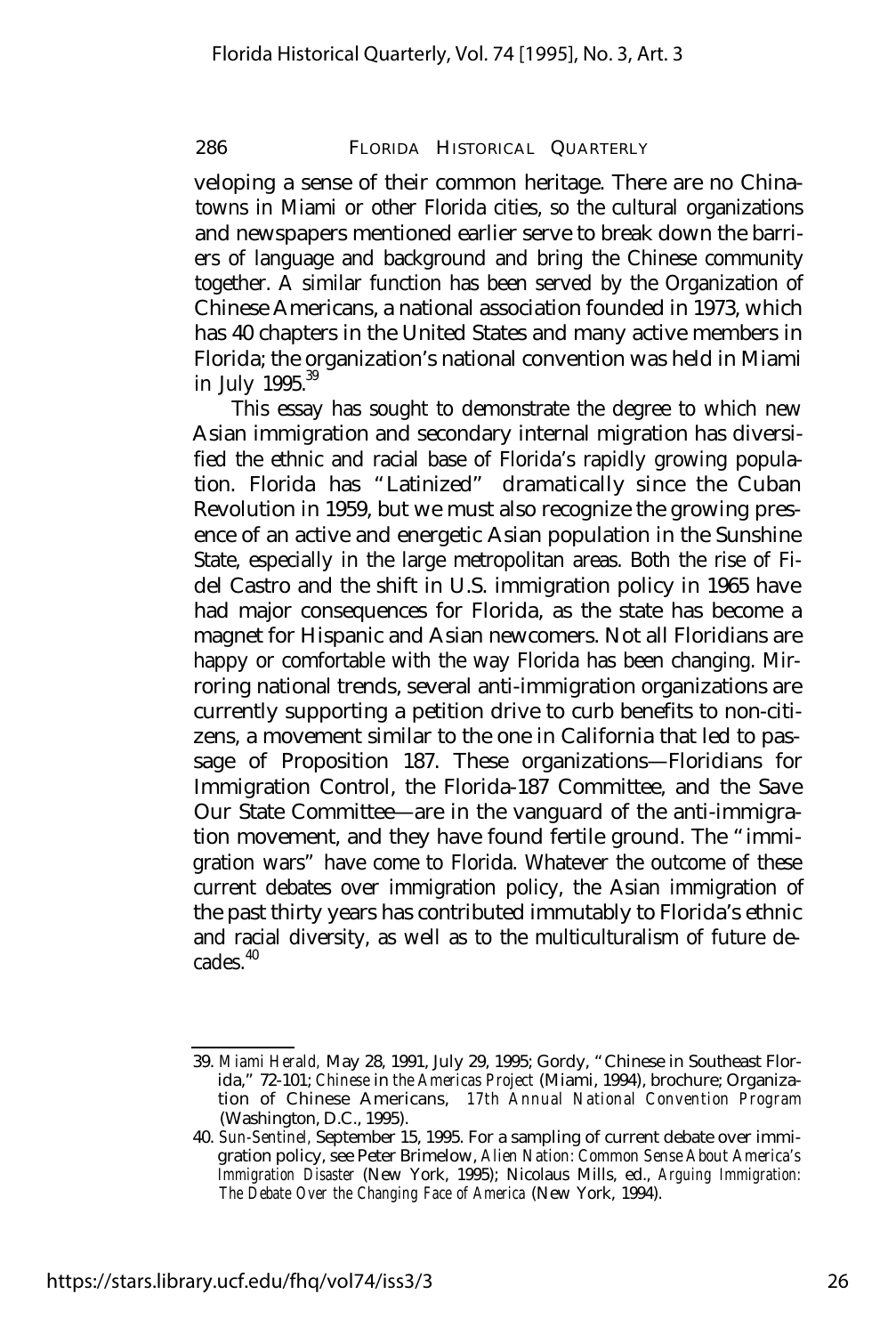veloping a sense of their common heritage. There are no Chinatowns in Miami or other Florida cities, so the cultural organizations and newspapers mentioned earlier serve to break down the barriers of language and background and bring the Chinese community together. A similar function has been served by the Organization of Chinese Americans, a national association founded in 1973, which has 40 chapters in the United States and many active members in Florida; the organization's national convention was held in Miami in July 1995.[39]

This essay has sought to demonstrate the degree to which new Asian immigration and secondary internal migration has diversified the ethnic and racial base of Florida's rapidly growing population. Florida has "Latinized" dramatically since the Cuban Revolution in 1959, but we must also recognize the growing presence of an active and energetic Asian population in the Sunshine State, especially in the large metropolitan areas. Both the rise of Fidel Castro and the shift in U.S. immigration policy in 1965 have had major consequences for Florida, as the state has become a magnet for Hispanic and Asian newcomers. Not all Floridians are happy or comfortable with the way Florida has been changing. Mirroring national trends, several anti-immigration organizations are currently supporting a petition drive to curb benefits to non-citizens, a movement similar to the one in California that led to passage of Proposition 187. These organizations—Floridians for Immigration Control, the Florida-187 Committee, and the Save Our State Committee—are in the vanguard of the anti-immigration movement, and they have found fertile ground. The "immigration wars" have come to Florida. Whatever the outcome of these current debates over immigration policy, the Asian immigration of the past thirty years has contributed immutably to Florida's ethnic and racial diversity, as well as to the multiculturalism of future decades.[40]

---

39. *Miami Herald,* May 28, 1991, July 29, 1995; Gordy, "Chinese in Southeast Florida," 72-101; *Chinese in the Americas Project* (Miami, 1994), brochure; Organization of Chinese Americans, *17th Annual National Convention Program* (Washington, D.C., 1995).

40. *Sun-Sentinel,* September 15, 1995. For a sampling of current debate over immigration policy, see Peter Brimelow, *Alien Nation: Common Sense About America's Immigration Disaster* (New York, 1995); Nicolaus Mills, ed., *Arguing Immigration: The Debate Over the Changing Face of America* (New York, 1994).